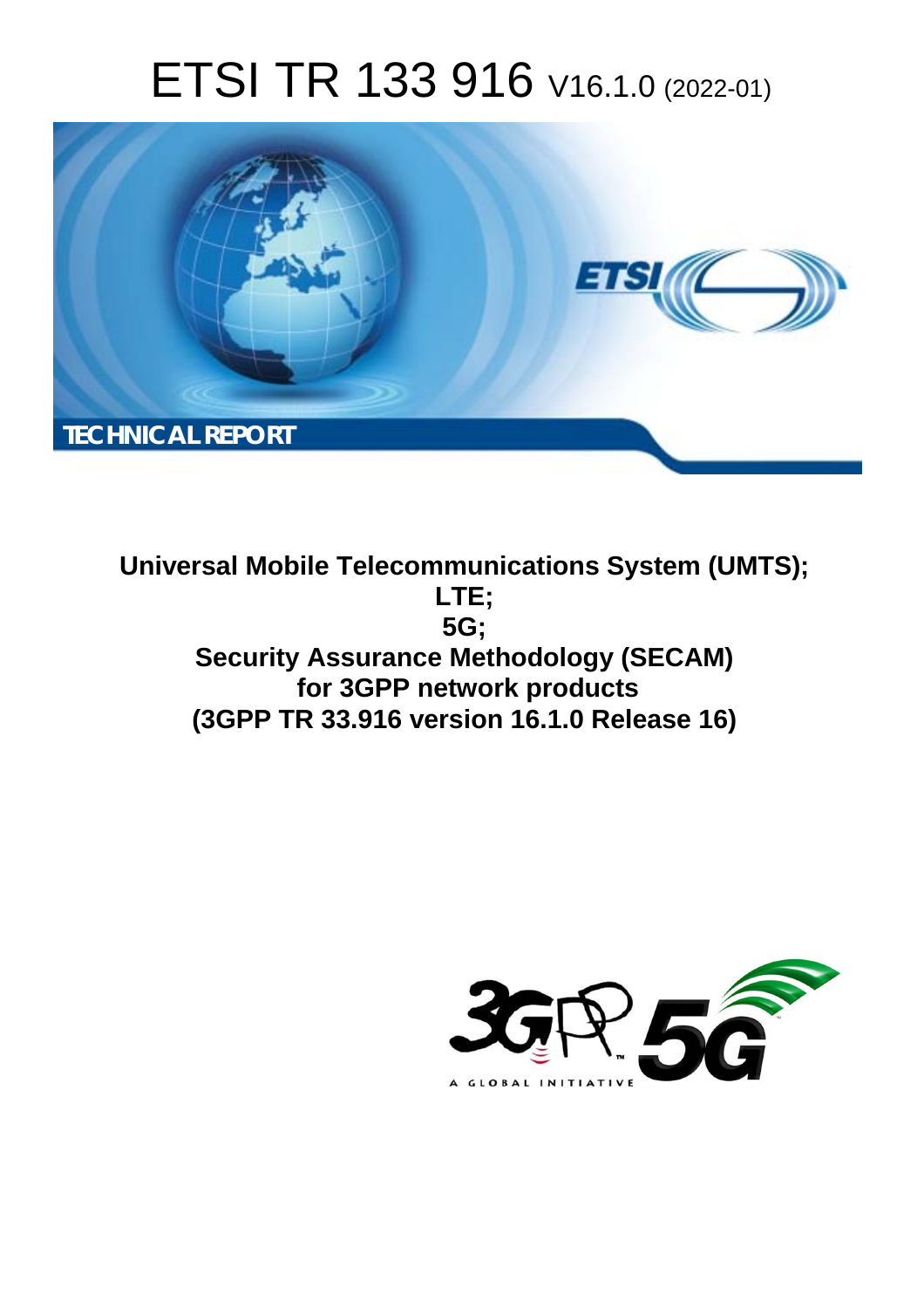# ETSI TR 133 916 V16.1.0 (2022-01)

TECHNICAL REPORT

**Universal Mobile Telecommunications System (UMTS);**
**LTE;**
**5G;**
**Security Assurance Methodology (SECAM)**
**for 3GPP network products**
**(3GPP TR 33.916 version 16.1.0 Release 16)**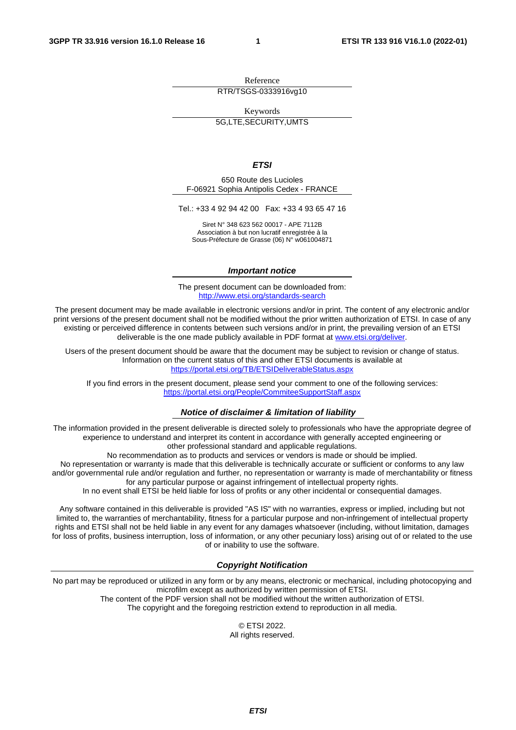Reference

RTR/TSGS-0333916vg10

Keywords

5G,LTE,SECURITY,UMTS

***ETSI***

650 Route des Lucioles
F-06921 Sophia Antipolis Cedex - FRANCE

Tel.: +33 4 92 94 42 00   Fax: +33 4 93 65 47 16

Siret N° 348 623 562 00017 - APE 7112B
Association à but non lucratif enregistrée à la
Sous-Préfecture de Grasse (06) N° w061004871

***Important notice***

The present document can be downloaded from:
http://www.etsi.org/standards-search

The present document may be made available in electronic versions and/or in print. The content of any electronic and/or print versions of the present document shall not be modified without the prior written authorization of ETSI. In case of any existing or perceived difference in contents between such versions and/or in print, the prevailing version of an ETSI deliverable is the one made publicly available in PDF format at www.etsi.org/deliver.

Users of the present document should be aware that the document may be subject to revision or change of status. Information on the current status of this and other ETSI documents is available at https://portal.etsi.org/TB/ETSIDeliverableStatus.aspx

If you find errors in the present document, please send your comment to one of the following services: https://portal.etsi.org/People/CommiteeSupportStaff.aspx

***Notice of disclaimer & limitation of liability***

The information provided in the present deliverable is directed solely to professionals who have the appropriate degree of experience to understand and interpret its content in accordance with generally accepted engineering or other professional standard and applicable regulations.
No recommendation as to products and services or vendors is made or should be implied.
No representation or warranty is made that this deliverable is technically accurate or sufficient or conforms to any law and/or governmental rule and/or regulation and further, no representation or warranty is made of merchantability or fitness for any particular purpose or against infringement of intellectual property rights.
In no event shall ETSI be held liable for loss of profits or any other incidental or consequential damages.

Any software contained in this deliverable is provided "AS IS" with no warranties, express or implied, including but not limited to, the warranties of merchantability, fitness for a particular purpose and non-infringement of intellectual property rights and ETSI shall not be held liable in any event for any damages whatsoever (including, without limitation, damages for loss of profits, business interruption, loss of information, or any other pecuniary loss) arising out of or related to the use of or inability to use the software.

***Copyright Notification***

No part may be reproduced or utilized in any form or by any means, electronic or mechanical, including photocopying and microfilm except as authorized by written permission of ETSI.
The content of the PDF version shall not be modified without the written authorization of ETSI.
The copyright and the foregoing restriction extend to reproduction in all media.

© ETSI 2022.
All rights reserved.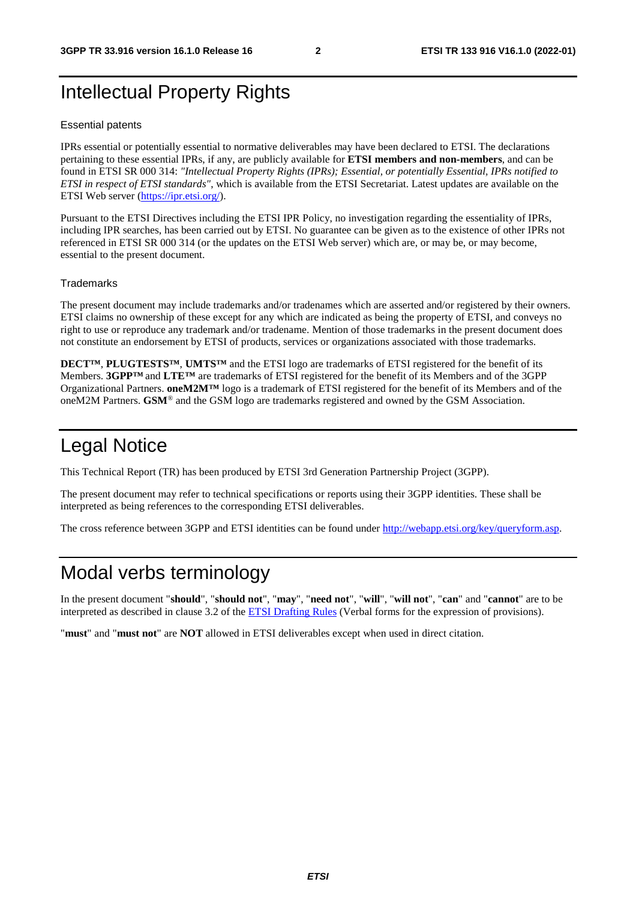# Intellectual Property Rights

### Essential patents

IPRs essential or potentially essential to normative deliverables may have been declared to ETSI. The declarations pertaining to these essential IPRs, if any, are publicly available for **ETSI members and non-members**, and can be found in ETSI SR 000 314: *"Intellectual Property Rights (IPRs); Essential, or potentially Essential, IPRs notified to ETSI in respect of ETSI standards"*, which is available from the ETSI Secretariat. Latest updates are available on the ETSI Web server (https://ipr.etsi.org/).

Pursuant to the ETSI Directives including the ETSI IPR Policy, no investigation regarding the essentiality of IPRs, including IPR searches, has been carried out by ETSI. No guarantee can be given as to the existence of other IPRs not referenced in ETSI SR 000 314 (or the updates on the ETSI Web server) which are, or may be, or may become, essential to the present document.

### Trademarks

The present document may include trademarks and/or tradenames which are asserted and/or registered by their owners. ETSI claims no ownership of these except for any which are indicated as being the property of ETSI, and conveys no right to use or reproduce any trademark and/or tradename. Mention of those trademarks in the present document does not constitute an endorsement by ETSI of products, services or organizations associated with those trademarks.

**DECT™**, **PLUGTESTS™**, **UMTS™** and the ETSI logo are trademarks of ETSI registered for the benefit of its Members. **3GPP™** and **LTE™** are trademarks of ETSI registered for the benefit of its Members and of the 3GPP Organizational Partners. **oneM2M™** logo is a trademark of ETSI registered for the benefit of its Members and of the oneM2M Partners. **GSM**® and the GSM logo are trademarks registered and owned by the GSM Association.

# Legal Notice

This Technical Report (TR) has been produced by ETSI 3rd Generation Partnership Project (3GPP).

The present document may refer to technical specifications or reports using their 3GPP identities. These shall be interpreted as being references to the corresponding ETSI deliverables.

The cross reference between 3GPP and ETSI identities can be found under http://webapp.etsi.org/key/queryform.asp.

# Modal verbs terminology

In the present document "**should**", "**should not**", "**may**", "**need not**", "**will**", "**will not**", "**can**" and "**cannot**" are to be interpreted as described in clause 3.2 of the ETSI Drafting Rules (Verbal forms for the expression of provisions).

"**must**" and "**must not**" are **NOT** allowed in ETSI deliverables except when used in direct citation.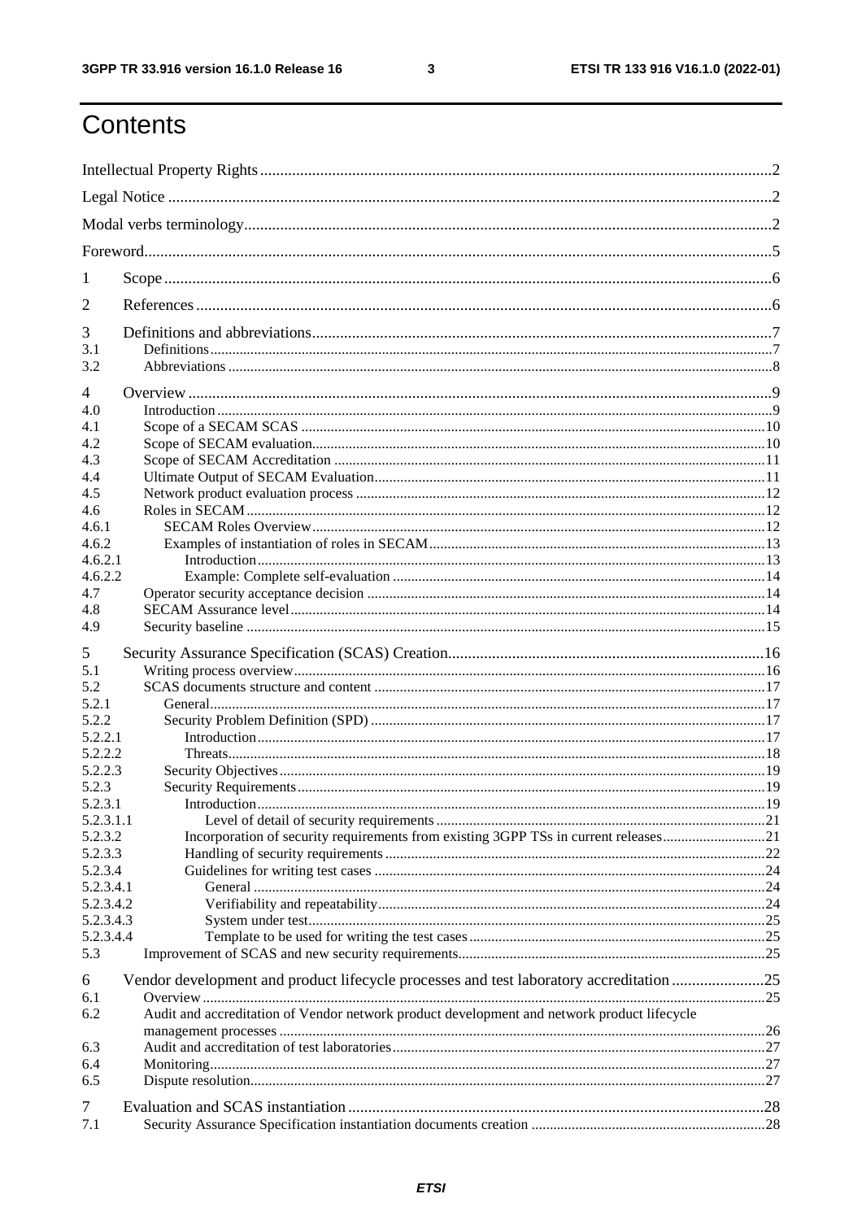# Contents

Intellectual Property Rights ..... 2

Legal Notice ..... 2

Modal verbs terminology ..... 2

Foreword ..... 5

1 Scope ..... 6

2 References ..... 6

3 Definitions and abbreviations ..... 7
3.1 Definitions ..... 7
3.2 Abbreviations ..... 8

4 Overview ..... 9
4.0 Introduction ..... 9
4.1 Scope of a SECAM SCAS ..... 10
4.2 Scope of SECAM evaluation ..... 10
4.3 Scope of SECAM Accreditation ..... 11
4.4 Ultimate Output of SECAM Evaluation ..... 11
4.5 Network product evaluation process ..... 12
4.6 Roles in SECAM ..... 12
4.6.1 SECAM Roles Overview ..... 12
4.6.2 Examples of instantiation of roles in SECAM ..... 13
4.6.2.1 Introduction ..... 13
4.6.2.2 Example: Complete self-evaluation ..... 14
4.7 Operator security acceptance decision ..... 14
4.8 SECAM Assurance level ..... 14
4.9 Security baseline ..... 15

5 Security Assurance Specification (SCAS) Creation ..... 16
5.1 Writing process overview ..... 16
5.2 SCAS documents structure and content ..... 17
5.2.1 General ..... 17
5.2.2 Security Problem Definition (SPD) ..... 17
5.2.2.1 Introduction ..... 17
5.2.2.2 Threats ..... 18
5.2.2.3 Security Objectives ..... 19
5.2.3 Security Requirements ..... 19
5.2.3.1 Introduction ..... 19
5.2.3.1.1 Level of detail of security requirements ..... 21
5.2.3.2 Incorporation of security requirements from existing 3GPP TSs in current releases ..... 21
5.2.3.3 Handling of security requirements ..... 22
5.2.3.4 Guidelines for writing test cases ..... 24
5.2.3.4.1 General ..... 24
5.2.3.4.2 Verifiability and repeatability ..... 24
5.2.3.4.3 System under test ..... 25
5.2.3.4.4 Template to be used for writing the test cases ..... 25
5.3 Improvement of SCAS and new security requirements ..... 25

6 Vendor development and product lifecycle processes and test laboratory accreditation ..... 25
6.1 Overview ..... 25
6.2 Audit and accreditation of Vendor network product development and network product lifecycle management processes ..... 26
6.3 Audit and accreditation of test laboratories ..... 27
6.4 Monitoring ..... 27
6.5 Dispute resolution ..... 27

7 Evaluation and SCAS instantiation ..... 28
7.1 Security Assurance Specification instantiation documents creation ..... 28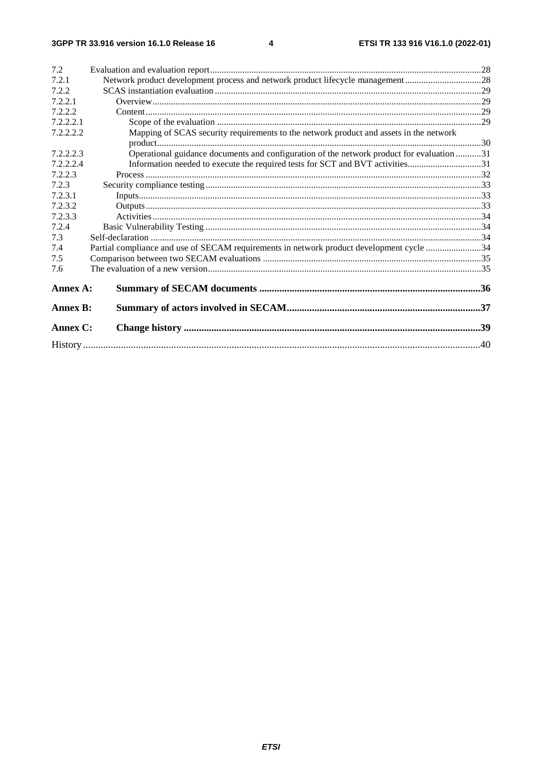7.2 Evaluation and evaluation report .....28
7.2.1 Network product development process and network product lifecycle management .....28
7.2.2 SCAS instantiation evaluation .....29
7.2.2.1 Overview .....29
7.2.2.2 Content .....29
7.2.2.2.1 Scope of the evaluation .....29
7.2.2.2.2 Mapping of SCAS security requirements to the network product and assets in the network product .....30
7.2.2.2.3 Operational guidance documents and configuration of the network product for evaluation .....31
7.2.2.2.4 Information needed to execute the required tests for SCT and BVT activities .....31
7.2.2.3 Process .....32
7.2.3 Security compliance testing .....33
7.2.3.1 Inputs .....33
7.2.3.2 Outputs .....33
7.2.3.3 Activities .....34
7.2.4 Basic Vulnerability Testing .....34
7.3 Self-declaration .....34
7.4 Partial compliance and use of SECAM requirements in network product development cycle .....34
7.5 Comparison between two SECAM evaluations .....35
7.6 The evaluation of a new version .....35

**Annex A: Summary of SECAM documents .....36**

**Annex B: Summary of actors involved in SECAM .....37**

**Annex C: Change history .....39**

History .....40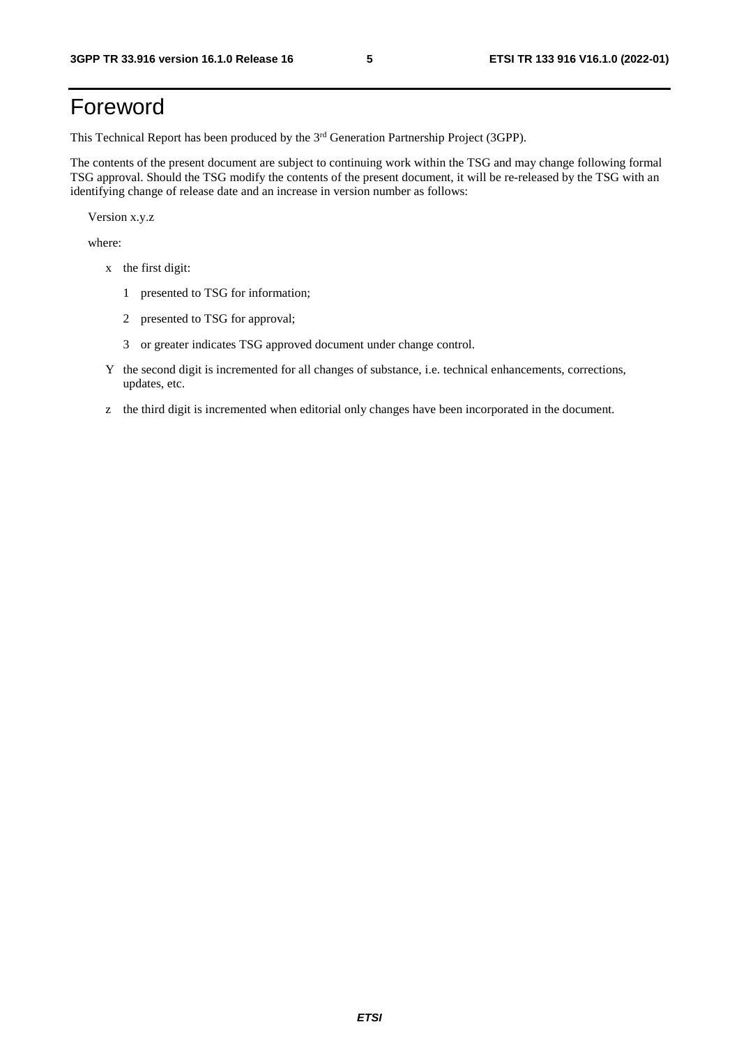# Foreword

This Technical Report has been produced by the 3rd Generation Partnership Project (3GPP).

The contents of the present document are subject to continuing work within the TSG and may change following formal TSG approval. Should the TSG modify the contents of the present document, it will be re-released by the TSG with an identifying change of release date and an increase in version number as follows:

Version x.y.z

where:

- x the first digit:
  - 1 presented to TSG for information;
  - 2 presented to TSG for approval;
  - 3 or greater indicates TSG approved document under change control.
- Y the second digit is incremented for all changes of substance, i.e. technical enhancements, corrections, updates, etc.
- z the third digit is incremented when editorial only changes have been incorporated in the document.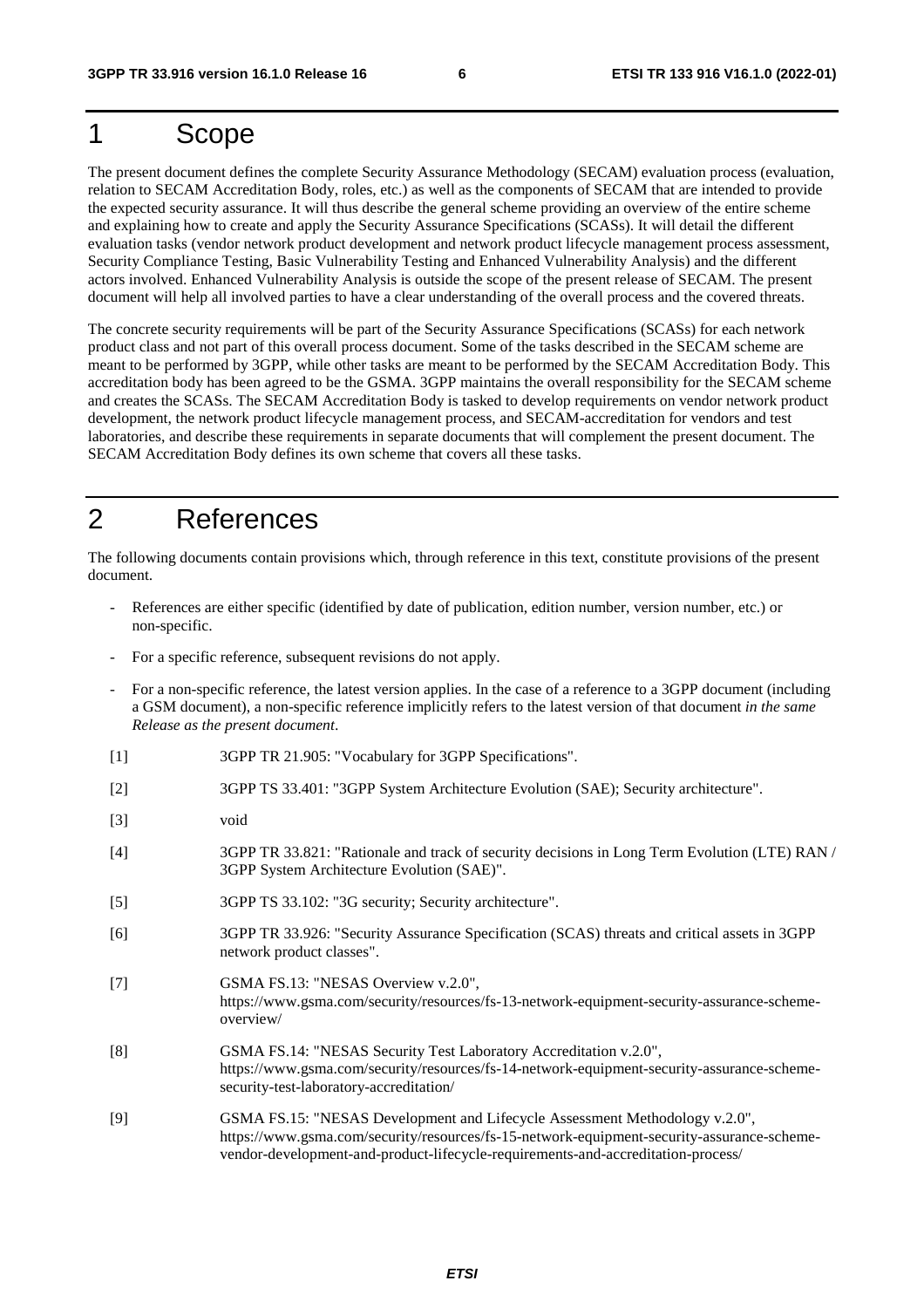# 1 Scope

The present document defines the complete Security Assurance Methodology (SECAM) evaluation process (evaluation, relation to SECAM Accreditation Body, roles, etc.) as well as the components of SECAM that are intended to provide the expected security assurance. It will thus describe the general scheme providing an overview of the entire scheme and explaining how to create and apply the Security Assurance Specifications (SCASs). It will detail the different evaluation tasks (vendor network product development and network product lifecycle management process assessment, Security Compliance Testing, Basic Vulnerability Testing and Enhanced Vulnerability Analysis) and the different actors involved. Enhanced Vulnerability Analysis is outside the scope of the present release of SECAM. The present document will help all involved parties to have a clear understanding of the overall process and the covered threats.

The concrete security requirements will be part of the Security Assurance Specifications (SCASs) for each network product class and not part of this overall process document. Some of the tasks described in the SECAM scheme are meant to be performed by 3GPP, while other tasks are meant to be performed by the SECAM Accreditation Body. This accreditation body has been agreed to be the GSMA. 3GPP maintains the overall responsibility for the SECAM scheme and creates the SCASs. The SECAM Accreditation Body is tasked to develop requirements on vendor network product development, the network product lifecycle management process, and SECAM-accreditation for vendors and test laboratories, and describe these requirements in separate documents that will complement the present document. The SECAM Accreditation Body defines its own scheme that covers all these tasks.

# 2 References

The following documents contain provisions which, through reference in this text, constitute provisions of the present document.

- References are either specific (identified by date of publication, edition number, version number, etc.) or non-specific.
- For a specific reference, subsequent revisions do not apply.
- For a non-specific reference, the latest version applies. In the case of a reference to a 3GPP document (including a GSM document), a non-specific reference implicitly refers to the latest version of that document *in the same Release as the present document*.

[1] 3GPP TR 21.905: "Vocabulary for 3GPP Specifications".

[2] 3GPP TS 33.401: "3GPP System Architecture Evolution (SAE); Security architecture".

[3] void

[4] 3GPP TR 33.821: "Rationale and track of security decisions in Long Term Evolution (LTE) RAN / 3GPP System Architecture Evolution (SAE)".

[5] 3GPP TS 33.102: "3G security; Security architecture".

[6] 3GPP TR 33.926: "Security Assurance Specification (SCAS) threats and critical assets in 3GPP network product classes".

[7] GSMA FS.13: "NESAS Overview v.2.0", https://www.gsma.com/security/resources/fs-13-network-equipment-security-assurance-scheme-overview/

[8] GSMA FS.14: "NESAS Security Test Laboratory Accreditation v.2.0", https://www.gsma.com/security/resources/fs-14-network-equipment-security-assurance-scheme-security-test-laboratory-accreditation/

[9] GSMA FS.15: "NESAS Development and Lifecycle Assessment Methodology v.2.0", https://www.gsma.com/security/resources/fs-15-network-equipment-security-assurance-scheme-vendor-development-and-product-lifecycle-requirements-and-accreditation-process/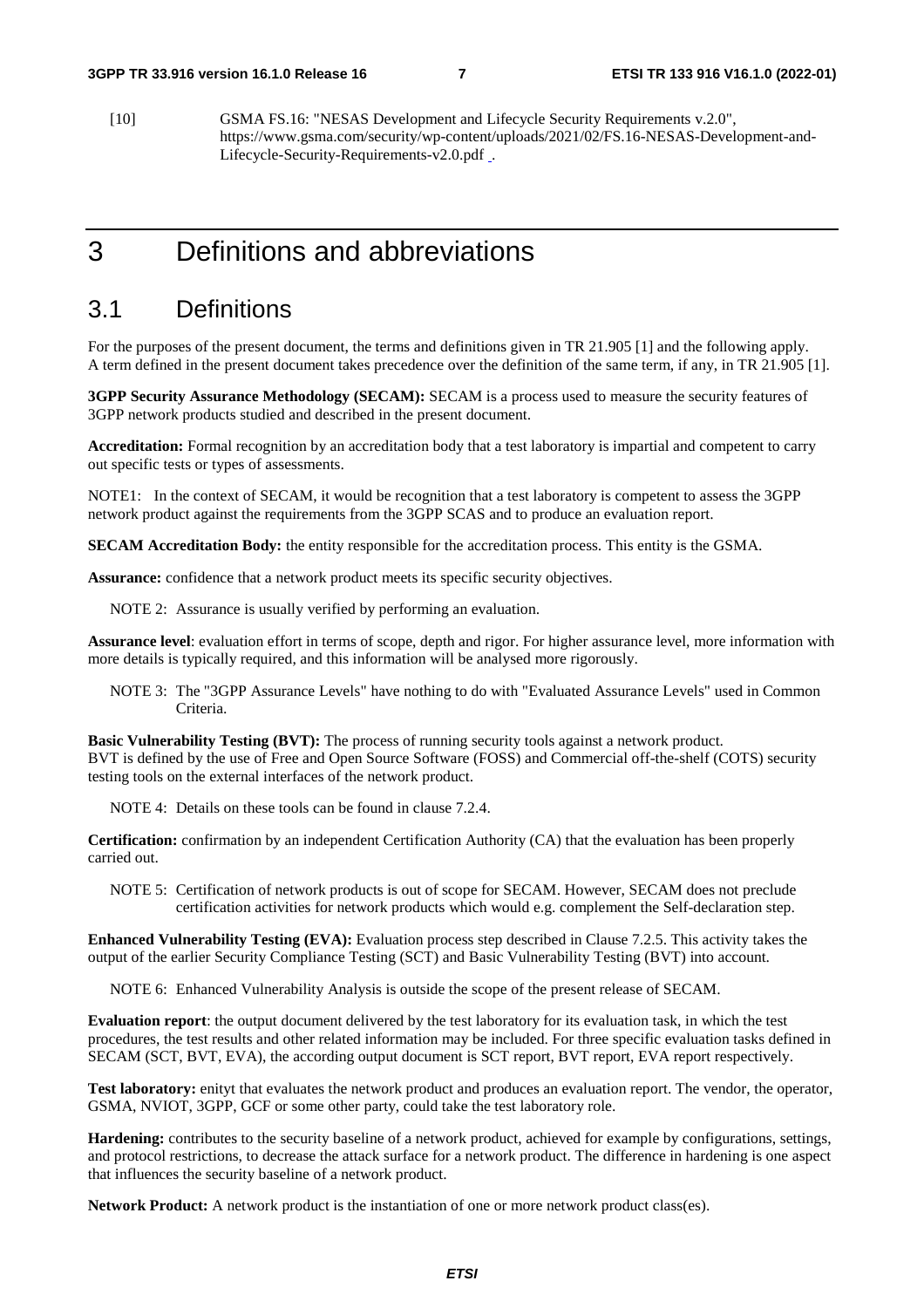[10] GSMA FS.16: "NESAS Development and Lifecycle Security Requirements v.2.0", https://www.gsma.com/security/wp-content/uploads/2021/02/FS.16-NESAS-Development-and-Lifecycle-Security-Requirements-v2.0.pdf .

# 3 Definitions and abbreviations

## 3.1 Definitions

For the purposes of the present document, the terms and definitions given in TR 21.905 [1] and the following apply. A term defined in the present document takes precedence over the definition of the same term, if any, in TR 21.905 [1].

**3GPP Security Assurance Methodology (SECAM):** SECAM is a process used to measure the security features of 3GPP network products studied and described in the present document.

**Accreditation:** Formal recognition by an accreditation body that a test laboratory is impartial and competent to carry out specific tests or types of assessments.

NOTE1: In the context of SECAM, it would be recognition that a test laboratory is competent to assess the 3GPP network product against the requirements from the 3GPP SCAS and to produce an evaluation report.

**SECAM Accreditation Body:** the entity responsible for the accreditation process. This entity is the GSMA.

**Assurance:** confidence that a network product meets its specific security objectives.

NOTE 2: Assurance is usually verified by performing an evaluation.

**Assurance level**: evaluation effort in terms of scope, depth and rigor. For higher assurance level, more information with more details is typically required, and this information will be analysed more rigorously.

NOTE 3: The "3GPP Assurance Levels" have nothing to do with "Evaluated Assurance Levels" used in Common Criteria.

**Basic Vulnerability Testing (BVT):** The process of running security tools against a network product. BVT is defined by the use of Free and Open Source Software (FOSS) and Commercial off-the-shelf (COTS) security testing tools on the external interfaces of the network product.

NOTE 4: Details on these tools can be found in clause 7.2.4.

**Certification:** confirmation by an independent Certification Authority (CA) that the evaluation has been properly carried out.

NOTE 5: Certification of network products is out of scope for SECAM. However, SECAM does not preclude certification activities for network products which would e.g. complement the Self-declaration step.

**Enhanced Vulnerability Testing (EVA):** Evaluation process step described in Clause 7.2.5. This activity takes the output of the earlier Security Compliance Testing (SCT) and Basic Vulnerability Testing (BVT) into account.

NOTE 6: Enhanced Vulnerability Analysis is outside the scope of the present release of SECAM.

**Evaluation report**: the output document delivered by the test laboratory for its evaluation task, in which the test procedures, the test results and other related information may be included. For three specific evaluation tasks defined in SECAM (SCT, BVT, EVA), the according output document is SCT report, BVT report, EVA report respectively.

**Test laboratory:** enityt that evaluates the network product and produces an evaluation report. The vendor, the operator, GSMA, NVIOT, 3GPP, GCF or some other party, could take the test laboratory role.

**Hardening:** contributes to the security baseline of a network product, achieved for example by configurations, settings, and protocol restrictions, to decrease the attack surface for a network product. The difference in hardening is one aspect that influences the security baseline of a network product.

**Network Product:** A network product is the instantiation of one or more network product class(es).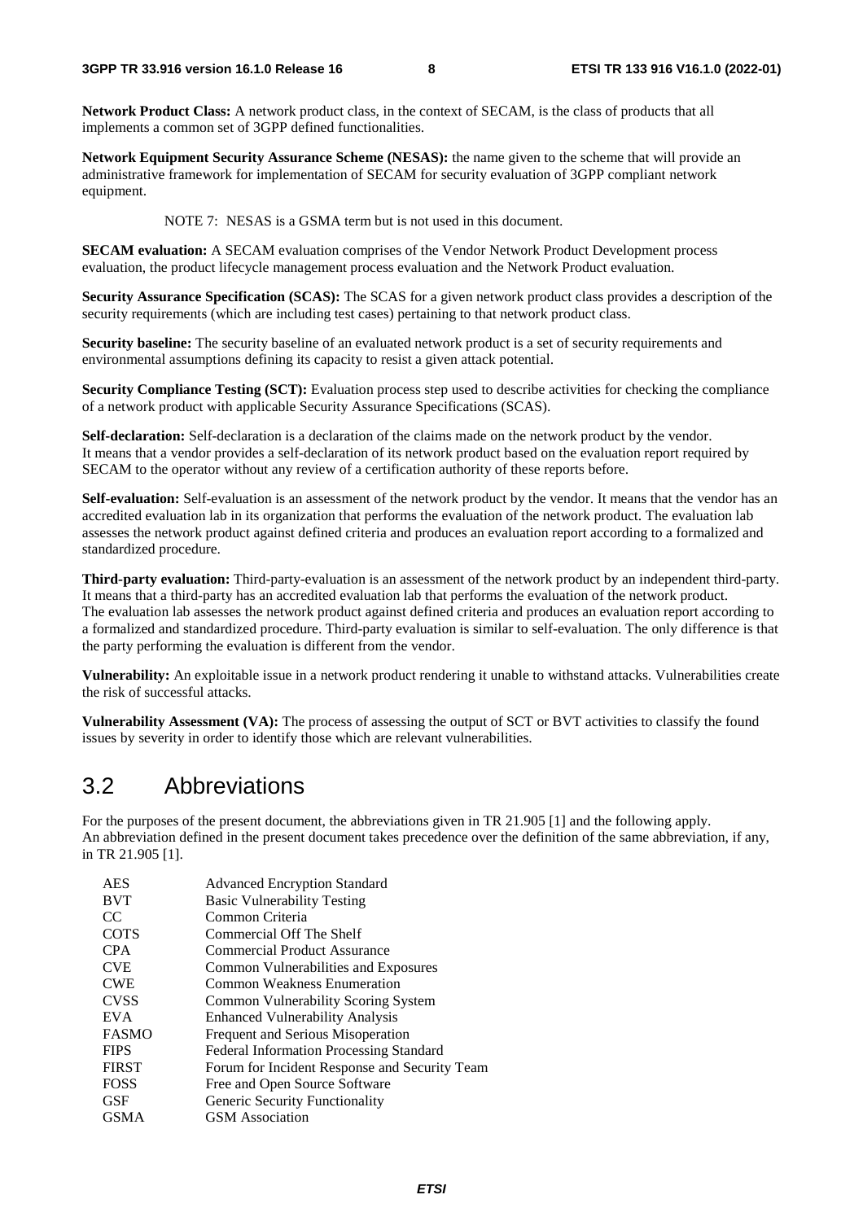**Network Product Class:** A network product class, in the context of SECAM, is the class of products that all implements a common set of 3GPP defined functionalities.

**Network Equipment Security Assurance Scheme (NESAS):** the name given to the scheme that will provide an administrative framework for implementation of SECAM for security evaluation of 3GPP compliant network equipment.

NOTE 7: NESAS is a GSMA term but is not used in this document.

**SECAM evaluation:** A SECAM evaluation comprises of the Vendor Network Product Development process evaluation, the product lifecycle management process evaluation and the Network Product evaluation.

**Security Assurance Specification (SCAS):** The SCAS for a given network product class provides a description of the security requirements (which are including test cases) pertaining to that network product class.

**Security baseline:** The security baseline of an evaluated network product is a set of security requirements and environmental assumptions defining its capacity to resist a given attack potential.

**Security Compliance Testing (SCT):** Evaluation process step used to describe activities for checking the compliance of a network product with applicable Security Assurance Specifications (SCAS).

**Self-declaration:** Self-declaration is a declaration of the claims made on the network product by the vendor. It means that a vendor provides a self-declaration of its network product based on the evaluation report required by SECAM to the operator without any review of a certification authority of these reports before.

**Self-evaluation:** Self-evaluation is an assessment of the network product by the vendor. It means that the vendor has an accredited evaluation lab in its organization that performs the evaluation of the network product. The evaluation lab assesses the network product against defined criteria and produces an evaluation report according to a formalized and standardized procedure.

**Third-party evaluation:** Third-party-evaluation is an assessment of the network product by an independent third-party. It means that a third-party has an accredited evaluation lab that performs the evaluation of the network product. The evaluation lab assesses the network product against defined criteria and produces an evaluation report according to a formalized and standardized procedure. Third-party evaluation is similar to self-evaluation. The only difference is that the party performing the evaluation is different from the vendor.

**Vulnerability:** An exploitable issue in a network product rendering it unable to withstand attacks. Vulnerabilities create the risk of successful attacks.

**Vulnerability Assessment (VA):** The process of assessing the output of SCT or BVT activities to classify the found issues by severity in order to identify those which are relevant vulnerabilities.

## 3.2 Abbreviations

For the purposes of the present document, the abbreviations given in TR 21.905 [1] and the following apply. An abbreviation defined in the present document takes precedence over the definition of the same abbreviation, if any, in TR 21.905 [1].

| | |
|---|---|
| AES | Advanced Encryption Standard |
| BVT | Basic Vulnerability Testing |
| CC | Common Criteria |
| COTS | Commercial Off The Shelf |
| CPA | Commercial Product Assurance |
| CVE | Common Vulnerabilities and Exposures |
| CWE | Common Weakness Enumeration |
| CVSS | Common Vulnerability Scoring System |
| EVA | Enhanced Vulnerability Analysis |
| FASMO | Frequent and Serious Misoperation |
| FIPS | Federal Information Processing Standard |
| FIRST | Forum for Incident Response and Security Team |
| FOSS | Free and Open Source Software |
| GSF | Generic Security Functionality |
| GSMA | GSM Association |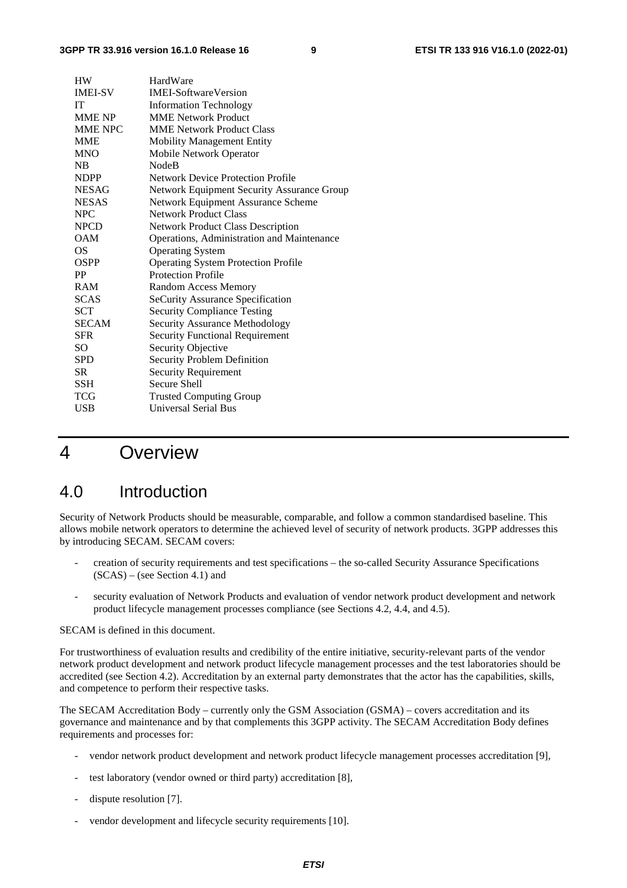| | |
|---|---|
| HW | HardWare |
| IMEI-SV | IMEI-SoftwareVersion |
| IT | Information Technology |
| MME NP | MME Network Product |
| MME NPC | MME Network Product Class |
| MME | Mobility Management Entity |
| MNO | Mobile Network Operator |
| NB | NodeB |
| NDPP | Network Device Protection Profile |
| NESAG | Network Equipment Security Assurance Group |
| NESAS | Network Equipment Assurance Scheme |
| NPC | Network Product Class |
| NPCD | Network Product Class Description |
| OAM | Operations, Administration and Maintenance |
| OS | Operating System |
| OSPP | Operating System Protection Profile |
| PP | Protection Profile |
| RAM | Random Access Memory |
| SCAS | SeCurity Assurance Specification |
| SCT | Security Compliance Testing |
| SECAM | Security Assurance Methodology |
| SFR | Security Functional Requirement |
| SO | Security Objective |
| SPD | Security Problem Definition |
| SR | Security Requirement |
| SSH | Secure Shell |
| TCG | Trusted Computing Group |
| USB | Universal Serial Bus |

# 4 Overview

## 4.0 Introduction

Security of Network Products should be measurable, comparable, and follow a common standardised baseline. This allows mobile network operators to determine the achieved level of security of network products. 3GPP addresses this by introducing SECAM. SECAM covers:

- creation of security requirements and test specifications – the so-called Security Assurance Specifications (SCAS) – (see Section 4.1) and
- security evaluation of Network Products and evaluation of vendor network product development and network product lifecycle management processes compliance (see Sections 4.2, 4.4, and 4.5).

SECAM is defined in this document.

For trustworthiness of evaluation results and credibility of the entire initiative, security-relevant parts of the vendor network product development and network product lifecycle management processes and the test laboratories should be accredited (see Section 4.2). Accreditation by an external party demonstrates that the actor has the capabilities, skills, and competence to perform their respective tasks.

The SECAM Accreditation Body – currently only the GSM Association (GSMA) – covers accreditation and its governance and maintenance and by that complements this 3GPP activity. The SECAM Accreditation Body defines requirements and processes for:

- vendor network product development and network product lifecycle management processes accreditation [9],
- test laboratory (vendor owned or third party) accreditation [8],
- dispute resolution [7].
- vendor development and lifecycle security requirements [10].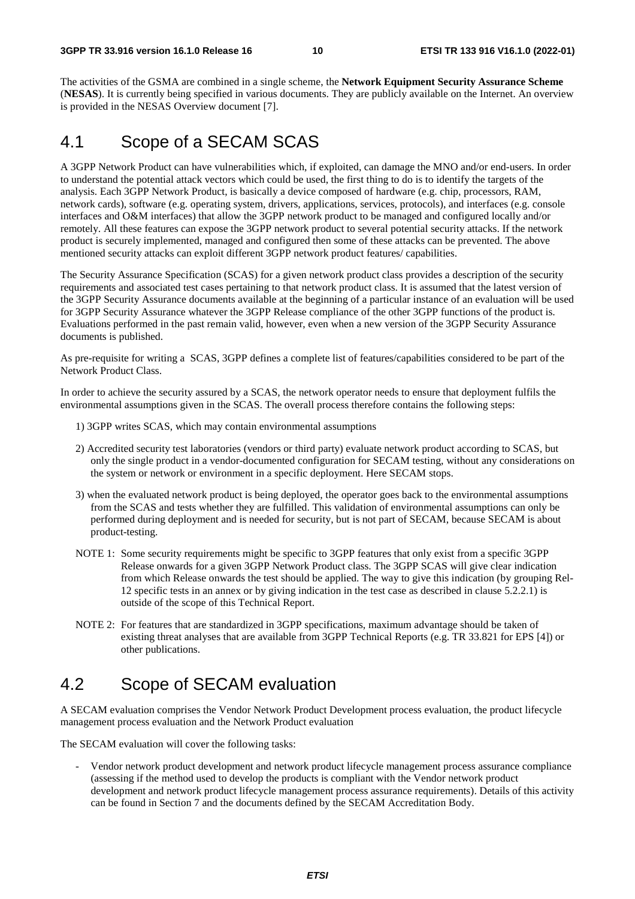The activities of the GSMA are combined in a single scheme, the **Network Equipment Security Assurance Scheme** (**NESAS**). It is currently being specified in various documents. They are publicly available on the Internet. An overview is provided in the NESAS Overview document [7].

# 4.1 Scope of a SECAM SCAS

A 3GPP Network Product can have vulnerabilities which, if exploited, can damage the MNO and/or end-users. In order to understand the potential attack vectors which could be used, the first thing to do is to identify the targets of the analysis. Each 3GPP Network Product, is basically a device composed of hardware (e.g. chip, processors, RAM, network cards), software (e.g. operating system, drivers, applications, services, protocols), and interfaces (e.g. console interfaces and O&M interfaces) that allow the 3GPP network product to be managed and configured locally and/or remotely. All these features can expose the 3GPP network product to several potential security attacks. If the network product is securely implemented, managed and configured then some of these attacks can be prevented. The above mentioned security attacks can exploit different 3GPP network product features/ capabilities.

The Security Assurance Specification (SCAS) for a given network product class provides a description of the security requirements and associated test cases pertaining to that network product class. It is assumed that the latest version of the 3GPP Security Assurance documents available at the beginning of a particular instance of an evaluation will be used for 3GPP Security Assurance whatever the 3GPP Release compliance of the other 3GPP functions of the product is. Evaluations performed in the past remain valid, however, even when a new version of the 3GPP Security Assurance documents is published.

As pre-requisite for writing a SCAS, 3GPP defines a complete list of features/capabilities considered to be part of the Network Product Class.

In order to achieve the security assured by a SCAS, the network operator needs to ensure that deployment fulfils the environmental assumptions given in the SCAS. The overall process therefore contains the following steps:

1) 3GPP writes SCAS, which may contain environmental assumptions

2) Accredited security test laboratories (vendors or third party) evaluate network product according to SCAS, but only the single product in a vendor-documented configuration for SECAM testing, without any considerations on the system or network or environment in a specific deployment. Here SECAM stops.

3) when the evaluated network product is being deployed, the operator goes back to the environmental assumptions from the SCAS and tests whether they are fulfilled. This validation of environmental assumptions can only be performed during deployment and is needed for security, but is not part of SECAM, because SECAM is about product-testing.

NOTE 1: Some security requirements might be specific to 3GPP features that only exist from a specific 3GPP Release onwards for a given 3GPP Network Product class. The 3GPP SCAS will give clear indication from which Release onwards the test should be applied. The way to give this indication (by grouping Rel-12 specific tests in an annex or by giving indication in the test case as described in clause 5.2.2.1) is outside of the scope of this Technical Report.

NOTE 2: For features that are standardized in 3GPP specifications, maximum advantage should be taken of existing threat analyses that are available from 3GPP Technical Reports (e.g. TR 33.821 for EPS [4]) or other publications.

# 4.2 Scope of SECAM evaluation

A SECAM evaluation comprises the Vendor Network Product Development process evaluation, the product lifecycle management process evaluation and the Network Product evaluation

The SECAM evaluation will cover the following tasks:

- Vendor network product development and network product lifecycle management process assurance compliance (assessing if the method used to develop the products is compliant with the Vendor network product development and network product lifecycle management process assurance requirements). Details of this activity can be found in Section 7 and the documents defined by the SECAM Accreditation Body.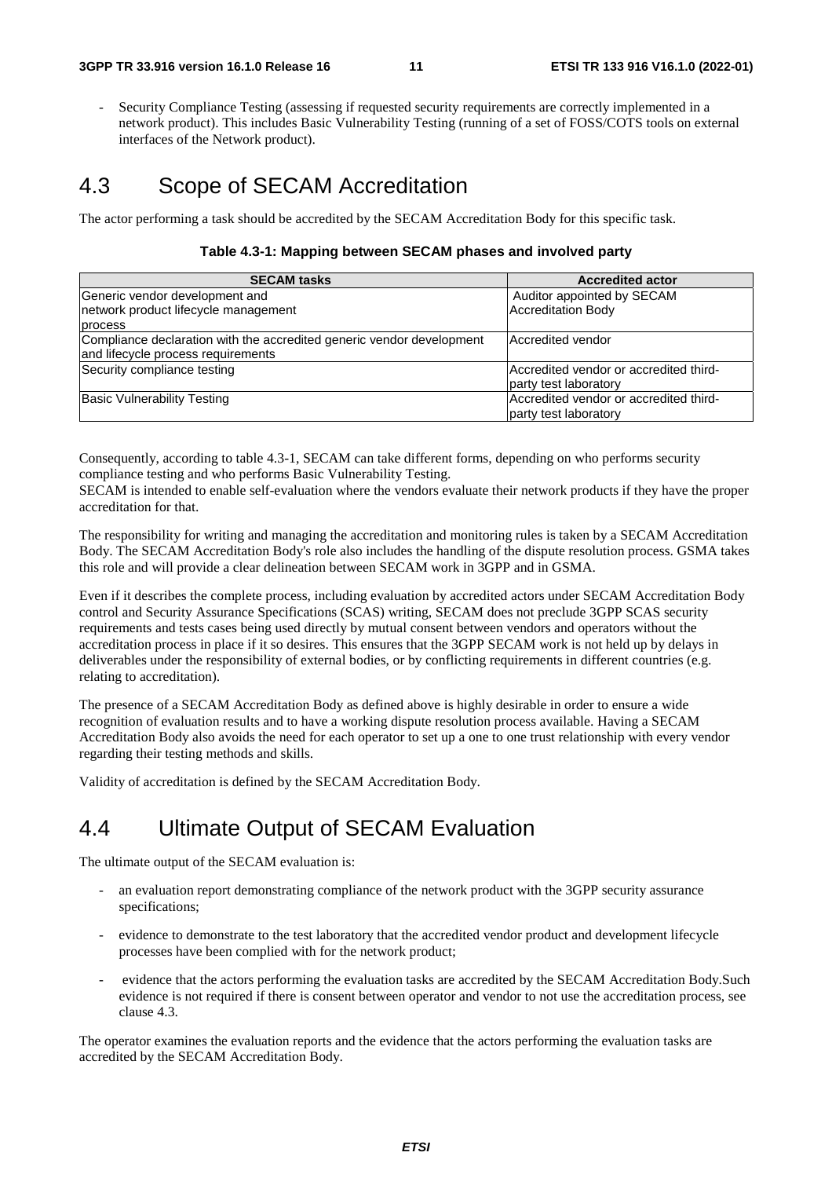- Security Compliance Testing (assessing if requested security requirements are correctly implemented in a network product). This includes Basic Vulnerability Testing (running of a set of FOSS/COTS tools on external interfaces of the Network product).

# 4.3 Scope of SECAM Accreditation

The actor performing a task should be accredited by the SECAM Accreditation Body for this specific task.

**Table 4.3-1: Mapping between SECAM phases and involved party**

| SECAM tasks | Accredited actor |
|---|---|
| Generic vendor development and network product lifecycle management process | Auditor appointed by SECAM Accreditation Body |
| Compliance declaration with the accredited generic vendor development and lifecycle process requirements | Accredited vendor |
| Security compliance testing | Accredited vendor or accredited third-party test laboratory |
| Basic Vulnerability Testing | Accredited vendor or accredited third-party test laboratory |

Consequently, according to table 4.3-1, SECAM can take different forms, depending on who performs security compliance testing and who performs Basic Vulnerability Testing.
SECAM is intended to enable self-evaluation where the vendors evaluate their network products if they have the proper accreditation for that.

The responsibility for writing and managing the accreditation and monitoring rules is taken by a SECAM Accreditation Body. The SECAM Accreditation Body's role also includes the handling of the dispute resolution process. GSMA takes this role and will provide a clear delineation between SECAM work in 3GPP and in GSMA.

Even if it describes the complete process, including evaluation by accredited actors under SECAM Accreditation Body control and Security Assurance Specifications (SCAS) writing, SECAM does not preclude 3GPP SCAS security requirements and tests cases being used directly by mutual consent between vendors and operators without the accreditation process in place if it so desires. This ensures that the 3GPP SECAM work is not held up by delays in deliverables under the responsibility of external bodies, or by conflicting requirements in different countries (e.g. relating to accreditation).

The presence of a SECAM Accreditation Body as defined above is highly desirable in order to ensure a wide recognition of evaluation results and to have a working dispute resolution process available. Having a SECAM Accreditation Body also avoids the need for each operator to set up a one to one trust relationship with every vendor regarding their testing methods and skills.

Validity of accreditation is defined by the SECAM Accreditation Body.

# 4.4 Ultimate Output of SECAM Evaluation

The ultimate output of the SECAM evaluation is:

- an evaluation report demonstrating compliance of the network product with the 3GPP security assurance specifications;
- evidence to demonstrate to the test laboratory that the accredited vendor product and development lifecycle processes have been complied with for the network product;
- evidence that the actors performing the evaluation tasks are accredited by the SECAM Accreditation Body.Such evidence is not required if there is consent between operator and vendor to not use the accreditation process, see clause 4.3.

The operator examines the evaluation reports and the evidence that the actors performing the evaluation tasks are accredited by the SECAM Accreditation Body.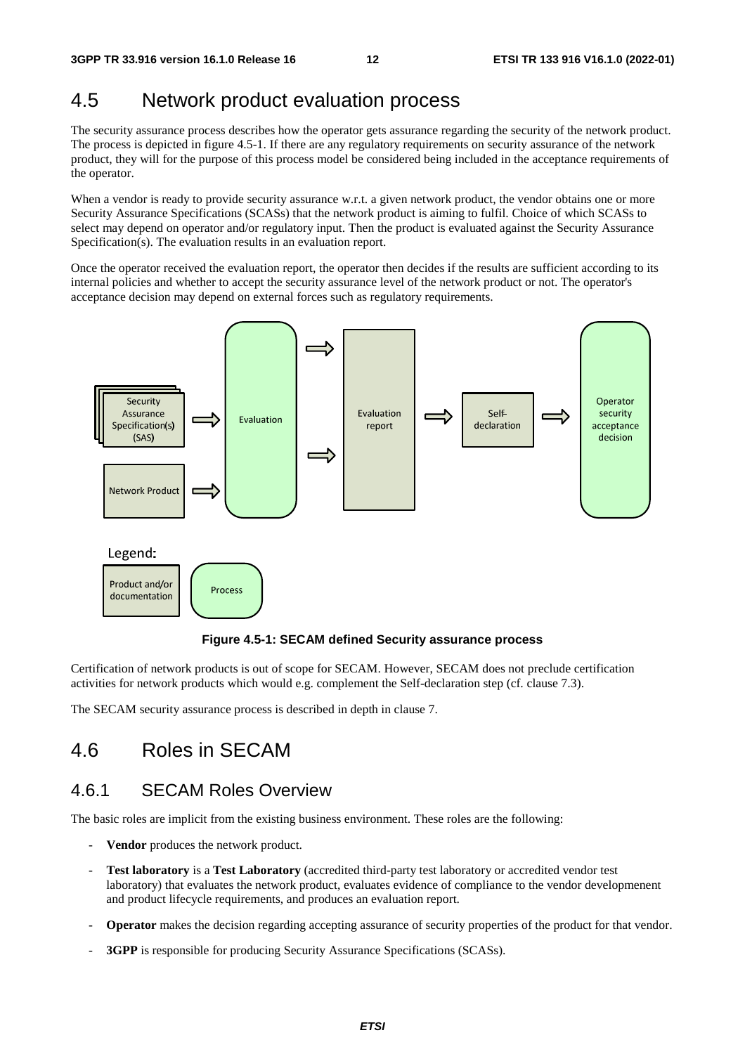## 4.5 Network product evaluation process

The security assurance process describes how the operator gets assurance regarding the security of the network product. The process is depicted in figure 4.5-1. If there are any regulatory requirements on security assurance of the network product, they will for the purpose of this process model be considered being included in the acceptance requirements of the operator.

When a vendor is ready to provide security assurance w.r.t. a given network product, the vendor obtains one or more Security Assurance Specifications (SCASs) that the network product is aiming to fulfil. Choice of which SCASs to select may depend on operator and/or regulatory input. Then the product is evaluated against the Security Assurance Specification(s). The evaluation results in an evaluation report.

Once the operator received the evaluation report, the operator then decides if the results are sufficient according to its internal policies and whether to accept the security assurance level of the network product or not. The operator's acceptance decision may depend on external forces such as regulatory requirements.

Security Assurance Specification(s) (SAS)

Network Product

Evaluation

Evaluation report

Self-declaration

Operator security acceptance decision

Legend:

Product and/or documentation

Process

**Figure 4.5-1: SECAM defined Security assurance process**

Certification of network products is out of scope for SECAM. However, SECAM does not preclude certification activities for network products which would e.g. complement the Self-declaration step (cf. clause 7.3).

The SECAM security assurance process is described in depth in clause 7.

## 4.6 Roles in SECAM

### 4.6.1 SECAM Roles Overview

The basic roles are implicit from the existing business environment. These roles are the following:

- **Vendor** produces the network product.
- **Test laboratory** is a **Test Laboratory** (accredited third-party test laboratory or accredited vendor test laboratory) that evaluates the network product, evaluates evidence of compliance to the vendor developmenent and product lifecycle requirements, and produces an evaluation report.
- **Operator** makes the decision regarding accepting assurance of security properties of the product for that vendor.
- **3GPP** is responsible for producing Security Assurance Specifications (SCASs).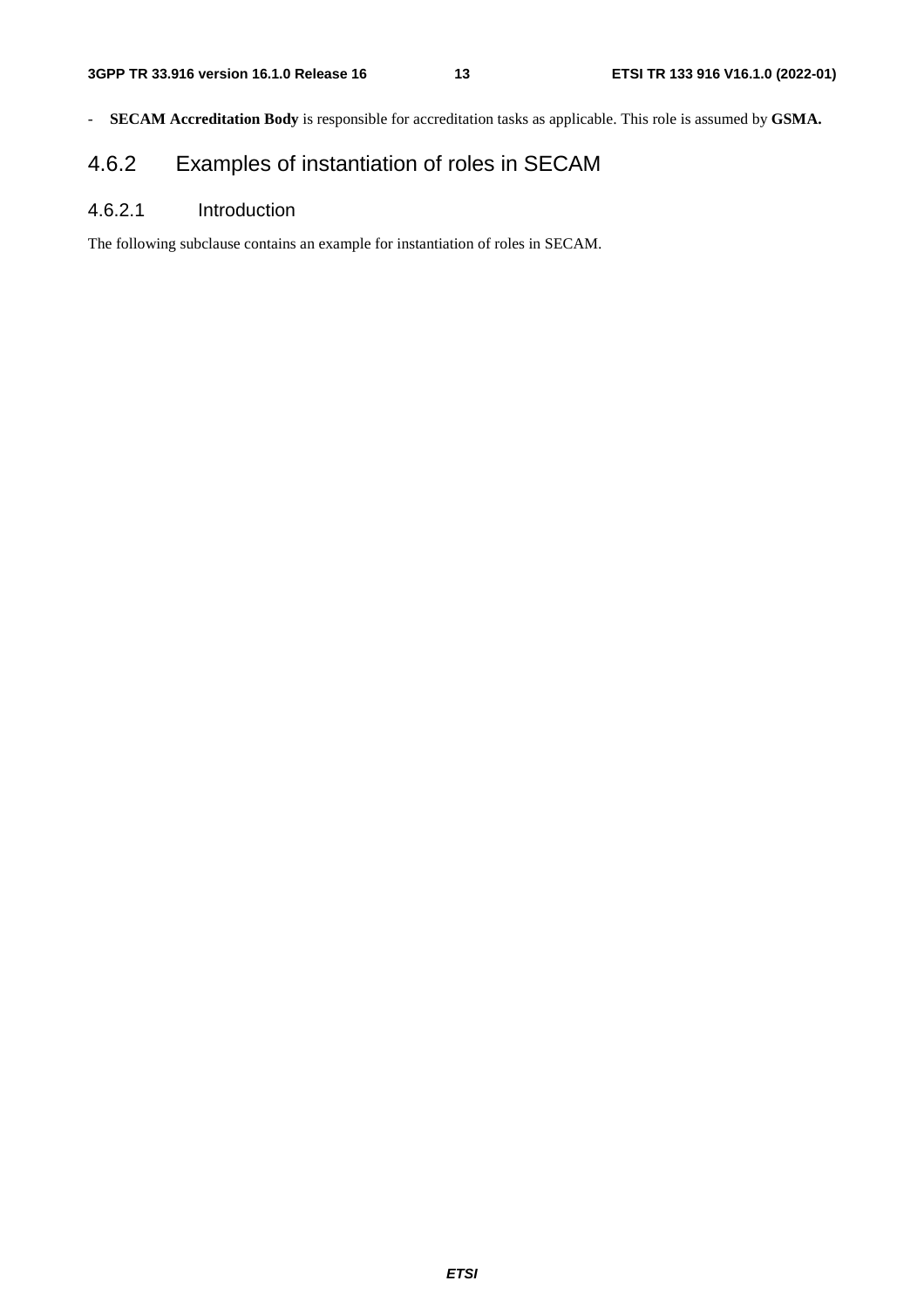- **SECAM Accreditation Body** is responsible for accreditation tasks as applicable. This role is assumed by **GSMA.**

### 4.6.2 Examples of instantiation of roles in SECAM

#### 4.6.2.1 Introduction

The following subclause contains an example for instantiation of roles in SECAM.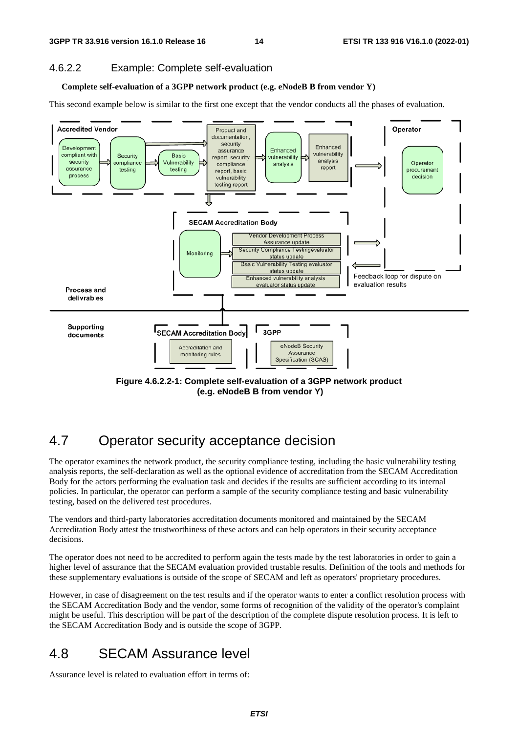### 4.6.2.2 Example: Complete self-evaluation

**Complete self-evaluation of a 3GPP network product (e.g. eNodeB B from vendor Y)**

This second example below is similar to the first one except that the vendor conducts all the phases of evaluation.

Figure 4.6.2.2-1: Complete self-evaluation of a 3GPP network product (e.g. eNodeB B from vendor Y)

## 4.7 Operator security acceptance decision

The operator examines the network product, the security compliance testing, including the basic vulnerability testing analysis reports, the self-declaration as well as the optional evidence of accreditation from the SECAM Accreditation Body for the actors performing the evaluation task and decides if the results are sufficient according to its internal policies. In particular, the operator can perform a sample of the security compliance testing and basic vulnerability testing, based on the delivered test procedures.

The vendors and third-party laboratories accreditation documents monitored and maintained by the SECAM Accreditation Body attest the trustworthiness of these actors and can help operators in their security acceptance decisions.

The operator does not need to be accredited to perform again the tests made by the test laboratories in order to gain a higher level of assurance that the SECAM evaluation provided trustable results. Definition of the tools and methods for these supplementary evaluations is outside of the scope of SECAM and left as operators' proprietary procedures.

However, in case of disagreement on the test results and if the operator wants to enter a conflict resolution process with the SECAM Accreditation Body and the vendor, some forms of recognition of the validity of the operator's complaint might be useful. This description will be part of the description of the complete dispute resolution process. It is left to the SECAM Accreditation Body and is outside the scope of 3GPP.

## 4.8 SECAM Assurance level

Assurance level is related to evaluation effort in terms of: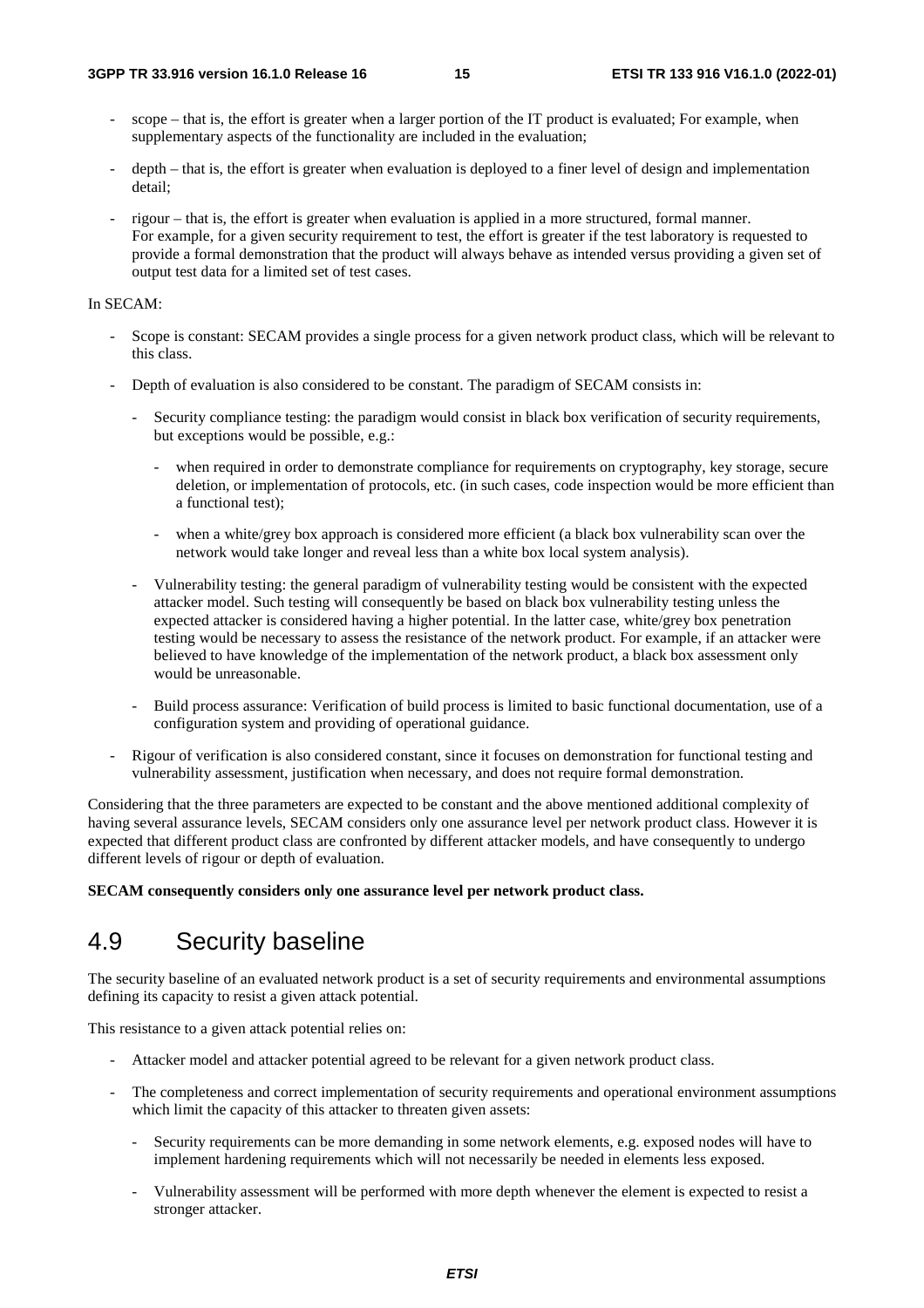- scope – that is, the effort is greater when a larger portion of the IT product is evaluated; For example, when supplementary aspects of the functionality are included in the evaluation;
- depth – that is, the effort is greater when evaluation is deployed to a finer level of design and implementation detail;
- rigour – that is, the effort is greater when evaluation is applied in a more structured, formal manner.
  For example, for a given security requirement to test, the effort is greater if the test laboratory is requested to provide a formal demonstration that the product will always behave as intended versus providing a given set of output test data for a limited set of test cases.

In SECAM:

- Scope is constant: SECAM provides a single process for a given network product class, which will be relevant to this class.
- Depth of evaluation is also considered to be constant. The paradigm of SECAM consists in:
  - Security compliance testing: the paradigm would consist in black box verification of security requirements, but exceptions would be possible, e.g.:
    - when required in order to demonstrate compliance for requirements on cryptography, key storage, secure deletion, or implementation of protocols, etc. (in such cases, code inspection would be more efficient than a functional test);
    - when a white/grey box approach is considered more efficient (a black box vulnerability scan over the network would take longer and reveal less than a white box local system analysis).
  - Vulnerability testing: the general paradigm of vulnerability testing would be consistent with the expected attacker model. Such testing will consequently be based on black box vulnerability testing unless the expected attacker is considered having a higher potential. In the latter case, white/grey box penetration testing would be necessary to assess the resistance of the network product. For example, if an attacker were believed to have knowledge of the implementation of the network product, a black box assessment only would be unreasonable.
  - Build process assurance: Verification of build process is limited to basic functional documentation, use of a configuration system and providing of operational guidance.
- Rigour of verification is also considered constant, since it focuses on demonstration for functional testing and vulnerability assessment, justification when necessary, and does not require formal demonstration.

Considering that the three parameters are expected to be constant and the above mentioned additional complexity of having several assurance levels, SECAM considers only one assurance level per network product class. However it is expected that different product class are confronted by different attacker models, and have consequently to undergo different levels of rigour or depth of evaluation.

**SECAM consequently considers only one assurance level per network product class.**

# 4.9 Security baseline

The security baseline of an evaluated network product is a set of security requirements and environmental assumptions defining its capacity to resist a given attack potential.

This resistance to a given attack potential relies on:

- Attacker model and attacker potential agreed to be relevant for a given network product class.
- The completeness and correct implementation of security requirements and operational environment assumptions which limit the capacity of this attacker to threaten given assets:
  - Security requirements can be more demanding in some network elements, e.g. exposed nodes will have to implement hardening requirements which will not necessarily be needed in elements less exposed.
  - Vulnerability assessment will be performed with more depth whenever the element is expected to resist a stronger attacker.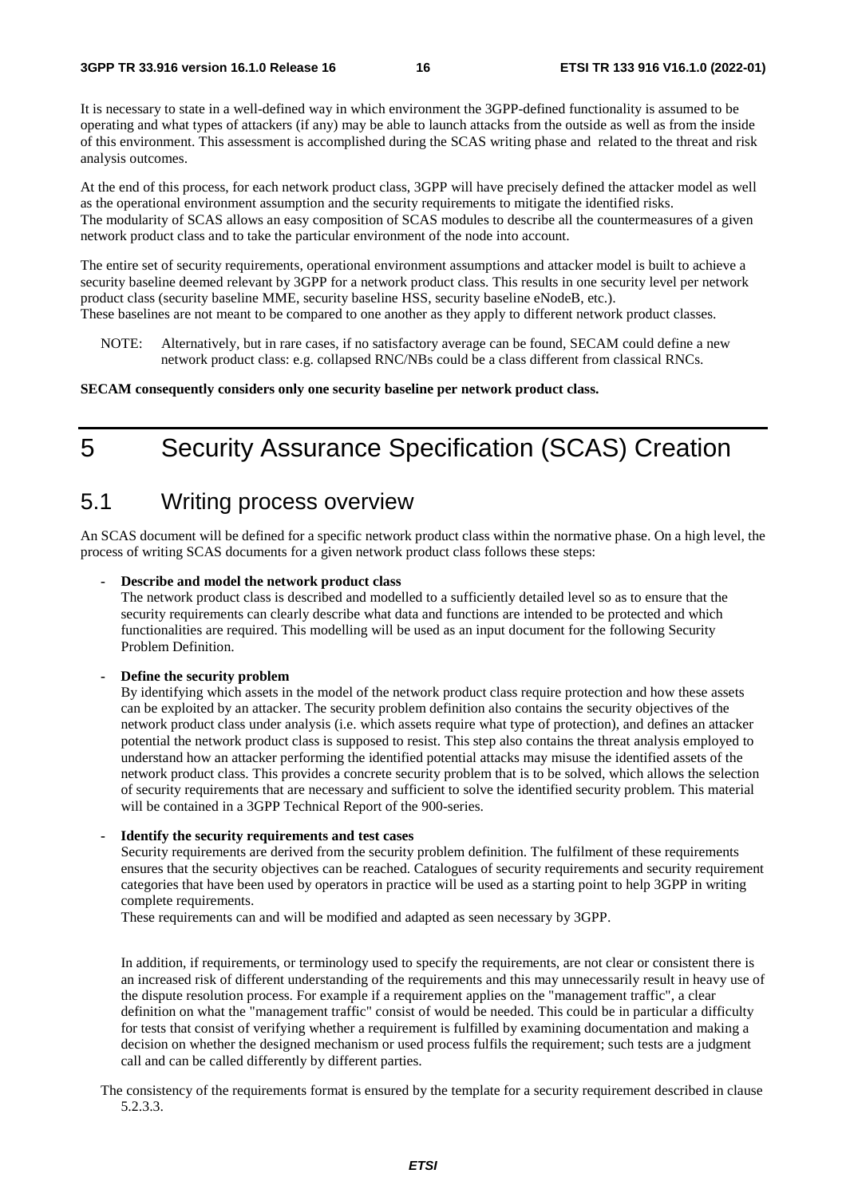It is necessary to state in a well-defined way in which environment the 3GPP-defined functionality is assumed to be operating and what types of attackers (if any) may be able to launch attacks from the outside as well as from the inside of this environment. This assessment is accomplished during the SCAS writing phase and related to the threat and risk analysis outcomes.

At the end of this process, for each network product class, 3GPP will have precisely defined the attacker model as well as the operational environment assumption and the security requirements to mitigate the identified risks.
The modularity of SCAS allows an easy composition of SCAS modules to describe all the countermeasures of a given network product class and to take the particular environment of the node into account.

The entire set of security requirements, operational environment assumptions and attacker model is built to achieve a security baseline deemed relevant by 3GPP for a network product class. This results in one security level per network product class (security baseline MME, security baseline HSS, security baseline eNodeB, etc.).
These baselines are not meant to be compared to one another as they apply to different network product classes.

NOTE: Alternatively, but in rare cases, if no satisfactory average can be found, SECAM could define a new network product class: e.g. collapsed RNC/NBs could be a class different from classical RNCs.

**SECAM consequently considers only one security baseline per network product class.**

# 5 Security Assurance Specification (SCAS) Creation

## 5.1 Writing process overview

An SCAS document will be defined for a specific network product class within the normative phase. On a high level, the process of writing SCAS documents for a given network product class follows these steps:

- **Describe and model the network product class**
  The network product class is described and modelled to a sufficiently detailed level so as to ensure that the security requirements can clearly describe what data and functions are intended to be protected and which functionalities are required. This modelling will be used as an input document for the following Security Problem Definition.

- **Define the security problem**
  By identifying which assets in the model of the network product class require protection and how these assets can be exploited by an attacker. The security problem definition also contains the security objectives of the network product class under analysis (i.e. which assets require what type of protection), and defines an attacker potential the network product class is supposed to resist. This step also contains the threat analysis employed to understand how an attacker performing the identified potential attacks may misuse the identified assets of the network product class. This provides a concrete security problem that is to be solved, which allows the selection of security requirements that are necessary and sufficient to solve the identified security problem. This material will be contained in a 3GPP Technical Report of the 900-series.

- **Identify the security requirements and test cases**
  Security requirements are derived from the security problem definition. The fulfilment of these requirements ensures that the security objectives can be reached. Catalogues of security requirements and security requirement categories that have been used by operators in practice will be used as a starting point to help 3GPP in writing complete requirements.
  These requirements can and will be modified and adapted as seen necessary by 3GPP.

  In addition, if requirements, or terminology used to specify the requirements, are not clear or consistent there is an increased risk of different understanding of the requirements and this may unnecessarily result in heavy use of the dispute resolution process. For example if a requirement applies on the "management traffic", a clear definition on what the "management traffic" consist of would be needed. This could be in particular a difficulty for tests that consist of verifying whether a requirement is fulfilled by examining documentation and making a decision on whether the designed mechanism or used process fulfils the requirement; such tests are a judgment call and can be called differently by different parties.

The consistency of the requirements format is ensured by the template for a security requirement described in clause 5.2.3.3.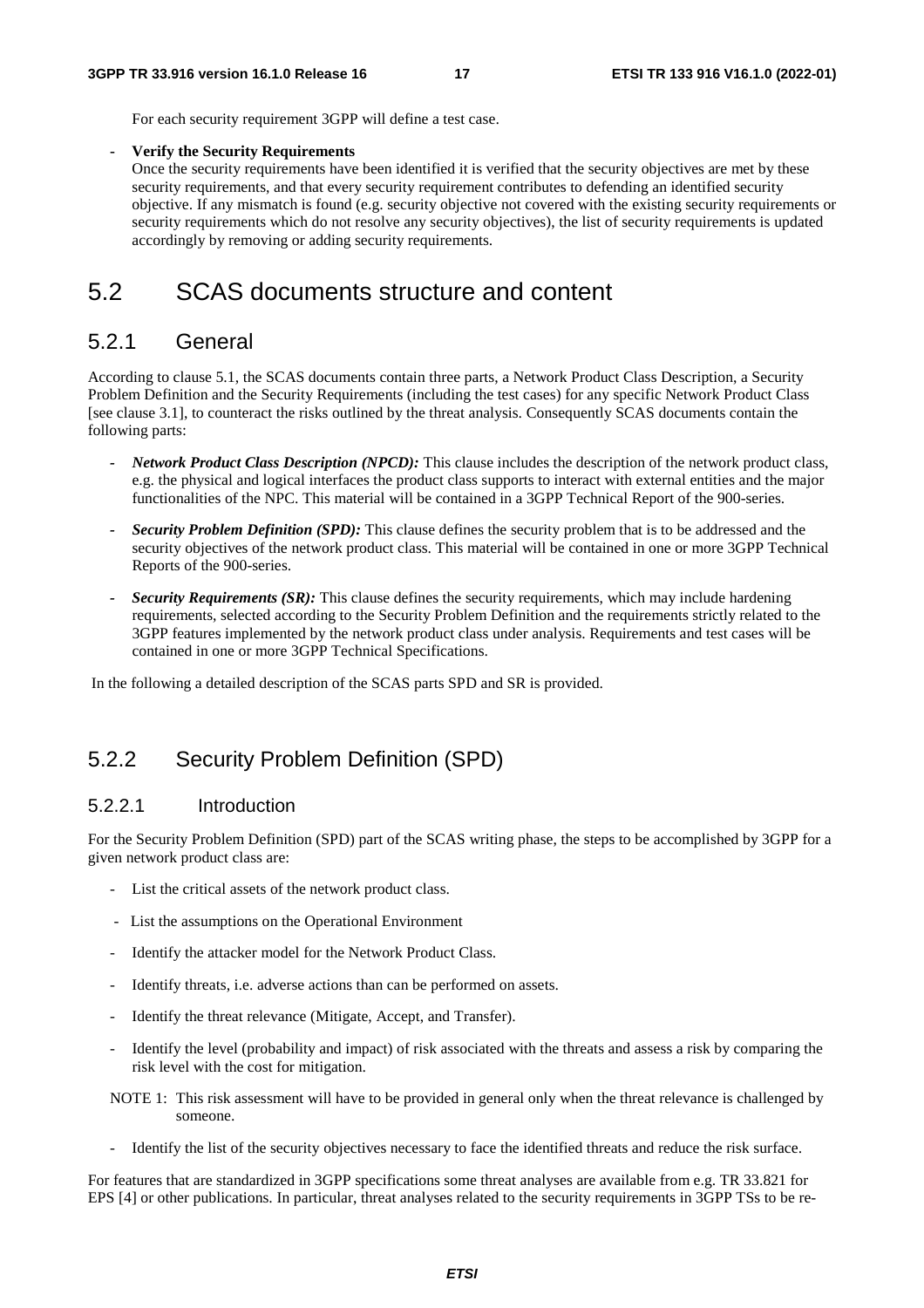For each security requirement 3GPP will define a test case.

- **Verify the Security Requirements**
  Once the security requirements have been identified it is verified that the security objectives are met by these security requirements, and that every security requirement contributes to defending an identified security objective. If any mismatch is found (e.g. security objective not covered with the existing security requirements or security requirements which do not resolve any security objectives), the list of security requirements is updated accordingly by removing or adding security requirements.

# 5.2 SCAS documents structure and content

## 5.2.1 General

According to clause 5.1, the SCAS documents contain three parts, a Network Product Class Description, a Security Problem Definition and the Security Requirements (including the test cases) for any specific Network Product Class [see clause 3.1], to counteract the risks outlined by the threat analysis. Consequently SCAS documents contain the following parts:

- ***Network Product Class Description (NPCD):*** This clause includes the description of the network product class, e.g. the physical and logical interfaces the product class supports to interact with external entities and the major functionalities of the NPC. This material will be contained in a 3GPP Technical Report of the 900-series.
- ***Security Problem Definition (SPD):*** This clause defines the security problem that is to be addressed and the security objectives of the network product class. This material will be contained in one or more 3GPP Technical Reports of the 900-series.
- ***Security Requirements (SR):*** This clause defines the security requirements, which may include hardening requirements, selected according to the Security Problem Definition and the requirements strictly related to the 3GPP features implemented by the network product class under analysis. Requirements and test cases will be contained in one or more 3GPP Technical Specifications.

In the following a detailed description of the SCAS parts SPD and SR is provided.

## 5.2.2 Security Problem Definition (SPD)

### 5.2.2.1 Introduction

For the Security Problem Definition (SPD) part of the SCAS writing phase, the steps to be accomplished by 3GPP for a given network product class are:

- List the critical assets of the network product class.
- List the assumptions on the Operational Environment
- Identify the attacker model for the Network Product Class.
- Identify threats, i.e. adverse actions than can be performed on assets.
- Identify the threat relevance (Mitigate, Accept, and Transfer).
- Identify the level (probability and impact) of risk associated with the threats and assess a risk by comparing the risk level with the cost for mitigation.

NOTE 1: This risk assessment will have to be provided in general only when the threat relevance is challenged by someone.

- Identify the list of the security objectives necessary to face the identified threats and reduce the risk surface.

For features that are standardized in 3GPP specifications some threat analyses are available from e.g. TR 33.821 for EPS [4] or other publications. In particular, threat analyses related to the security requirements in 3GPP TSs to be re-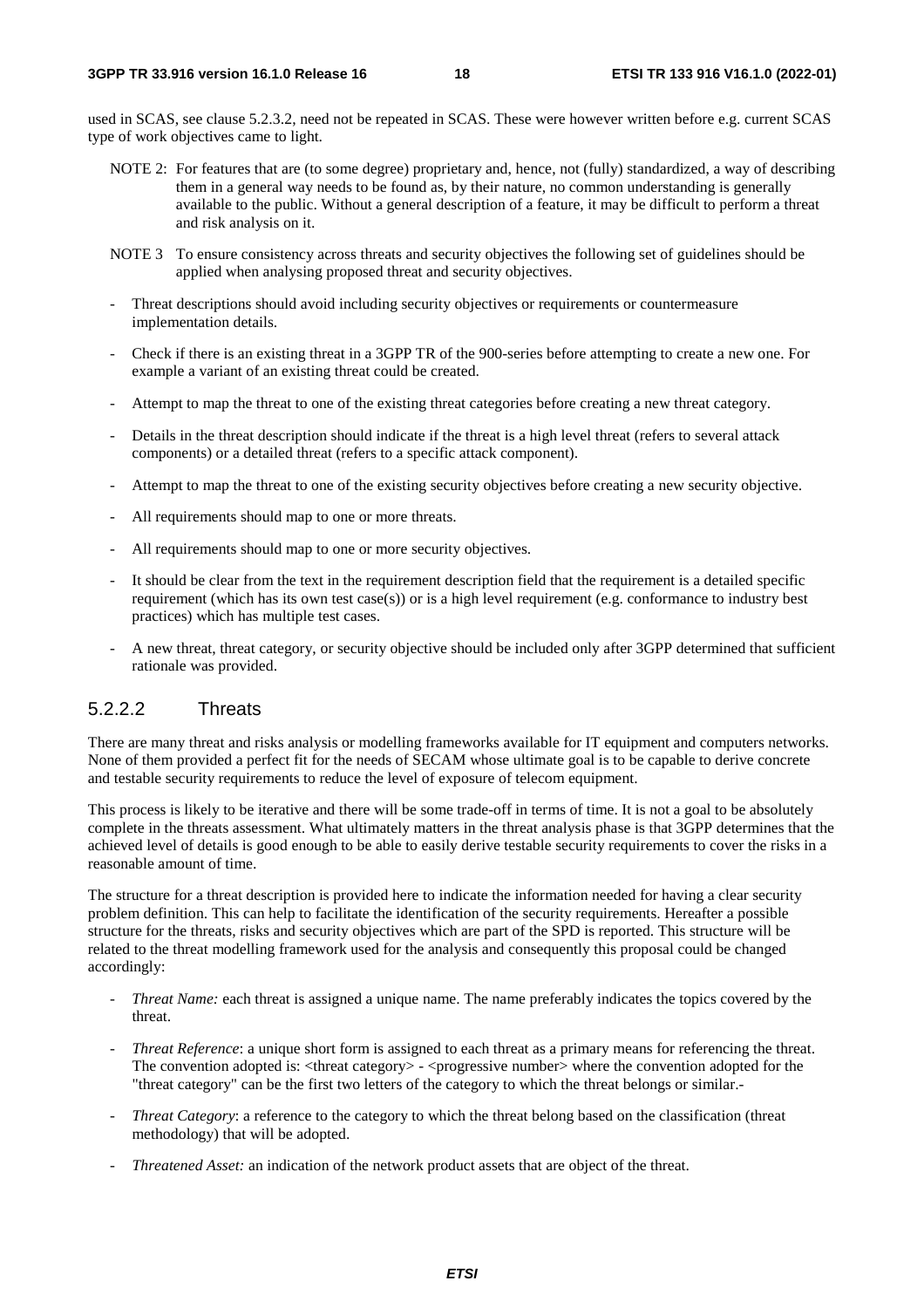used in SCAS, see clause 5.2.3.2, need not be repeated in SCAS. These were however written before e.g. current SCAS type of work objectives came to light.

NOTE 2: For features that are (to some degree) proprietary and, hence, not (fully) standardized, a way of describing them in a general way needs to be found as, by their nature, no common understanding is generally available to the public. Without a general description of a feature, it may be difficult to perform a threat and risk analysis on it.

NOTE 3 To ensure consistency across threats and security objectives the following set of guidelines should be applied when analysing proposed threat and security objectives.

- Threat descriptions should avoid including security objectives or requirements or countermeasure implementation details.
- Check if there is an existing threat in a 3GPP TR of the 900-series before attempting to create a new one. For example a variant of an existing threat could be created.
- Attempt to map the threat to one of the existing threat categories before creating a new threat category.
- Details in the threat description should indicate if the threat is a high level threat (refers to several attack components) or a detailed threat (refers to a specific attack component).
- Attempt to map the threat to one of the existing security objectives before creating a new security objective.
- All requirements should map to one or more threats.
- All requirements should map to one or more security objectives.
- It should be clear from the text in the requirement description field that the requirement is a detailed specific requirement (which has its own test case(s)) or is a high level requirement (e.g. conformance to industry best practices) which has multiple test cases.
- A new threat, threat category, or security objective should be included only after 3GPP determined that sufficient rationale was provided.

#### 5.2.2.2 Threats

There are many threat and risks analysis or modelling frameworks available for IT equipment and computers networks. None of them provided a perfect fit for the needs of SECAM whose ultimate goal is to be capable to derive concrete and testable security requirements to reduce the level of exposure of telecom equipment.

This process is likely to be iterative and there will be some trade-off in terms of time. It is not a goal to be absolutely complete in the threats assessment. What ultimately matters in the threat analysis phase is that 3GPP determines that the achieved level of details is good enough to be able to easily derive testable security requirements to cover the risks in a reasonable amount of time.

The structure for a threat description is provided here to indicate the information needed for having a clear security problem definition. This can help to facilitate the identification of the security requirements. Hereafter a possible structure for the threats, risks and security objectives which are part of the SPD is reported. This structure will be related to the threat modelling framework used for the analysis and consequently this proposal could be changed accordingly:

- *Threat Name:* each threat is assigned a unique name. The name preferably indicates the topics covered by the threat.
- *Threat Reference*: a unique short form is assigned to each threat as a primary means for referencing the threat. The convention adopted is: <threat category> - <progressive number> where the convention adopted for the "threat category" can be the first two letters of the category to which the threat belongs or similar.-
- *Threat Category*: a reference to the category to which the threat belong based on the classification (threat methodology) that will be adopted.
- *Threatened Asset:* an indication of the network product assets that are object of the threat.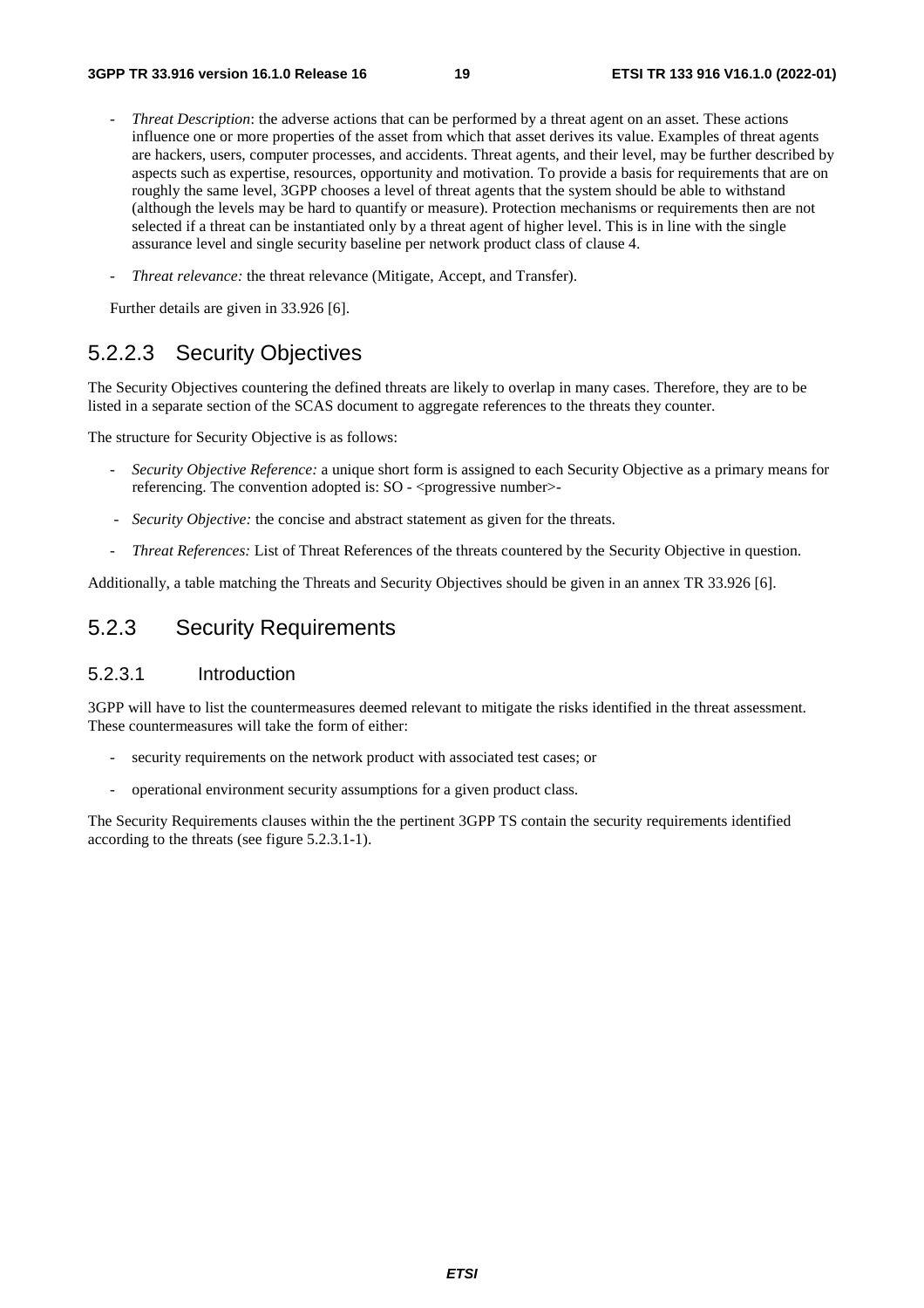- *Threat Description*: the adverse actions that can be performed by a threat agent on an asset. These actions influence one or more properties of the asset from which that asset derives its value. Examples of threat agents are hackers, users, computer processes, and accidents. Threat agents, and their level, may be further described by aspects such as expertise, resources, opportunity and motivation. To provide a basis for requirements that are on roughly the same level, 3GPP chooses a level of threat agents that the system should be able to withstand (although the levels may be hard to quantify or measure). Protection mechanisms or requirements then are not selected if a threat can be instantiated only by a threat agent of higher level. This is in line with the single assurance level and single security baseline per network product class of clause 4.
- *Threat relevance:* the threat relevance (Mitigate, Accept, and Transfer).

Further details are given in 33.926 [6].

### 5.2.2.3 Security Objectives

The Security Objectives countering the defined threats are likely to overlap in many cases. Therefore, they are to be listed in a separate section of the SCAS document to aggregate references to the threats they counter.

The structure for Security Objective is as follows:

- *Security Objective Reference:* a unique short form is assigned to each Security Objective as a primary means for referencing. The convention adopted is: SO - <progressive number>-
- *Security Objective:* the concise and abstract statement as given for the threats.
- *Threat References:* List of Threat References of the threats countered by the Security Objective in question.

Additionally, a table matching the Threats and Security Objectives should be given in an annex TR 33.926 [6].

## 5.2.3 Security Requirements

### 5.2.3.1 Introduction

3GPP will have to list the countermeasures deemed relevant to mitigate the risks identified in the threat assessment. These countermeasures will take the form of either:

- security requirements on the network product with associated test cases; or
- operational environment security assumptions for a given product class.

The Security Requirements clauses within the the pertinent 3GPP TS contain the security requirements identified according to the threats (see figure 5.2.3.1-1).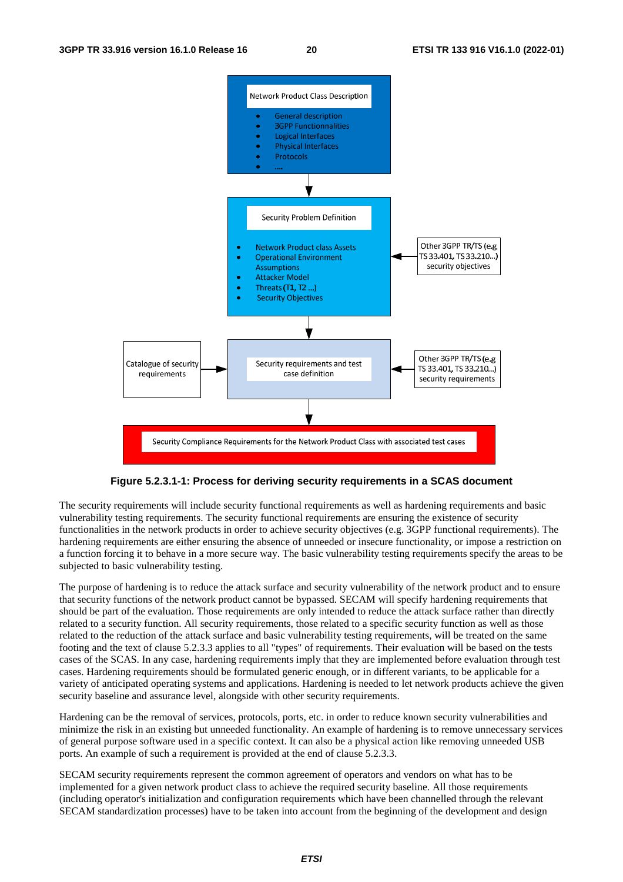Network Product Class Description

- General description
- 3GPP Functionnalities
- Logical Interfaces
- Physical Interfaces
- Protocols
- ....

Security Problem Definition

- Network Product class Assets
- Operational Environment Assumptions
- Attacker Model
- Threats (T1, T2 ...)
- Security Objectives

Other 3GPP TR/TS (e.g TS 33.401, TS 33.210...) security objectives

Catalogue of security requirements

Security requirements and test case definition

Other 3GPP TR/TS (e.g TS 33.401, TS 33.210...) security requirements

Security Compliance Requirements for the Network Product Class with associated test cases

**Figure 5.2.3.1-1: Process for deriving security requirements in a SCAS document**

The security requirements will include security functional requirements as well as hardening requirements and basic vulnerability testing requirements. The security functional requirements are ensuring the existence of security functionalities in the network products in order to achieve security objectives (e.g. 3GPP functional requirements). The hardening requirements are either ensuring the absence of unneeded or insecure functionality, or impose a restriction on a function forcing it to behave in a more secure way. The basic vulnerability testing requirements specify the areas to be subjected to basic vulnerability testing.

The purpose of hardening is to reduce the attack surface and security vulnerability of the network product and to ensure that security functions of the network product cannot be bypassed. SECAM will specify hardening requirements that should be part of the evaluation. Those requirements are only intended to reduce the attack surface rather than directly related to a security function. All security requirements, those related to a specific security function as well as those related to the reduction of the attack surface and basic vulnerability testing requirements, will be treated on the same footing and the text of clause 5.2.3.3 applies to all "types" of requirements. Their evaluation will be based on the tests cases of the SCAS. In any case, hardening requirements imply that they are implemented before evaluation through test cases. Hardening requirements should be formulated generic enough, or in different variants, to be applicable for a variety of anticipated operating systems and applications. Hardening is needed to let network products achieve the given security baseline and assurance level, alongside with other security requirements.

Hardening can be the removal of services, protocols, ports, etc. in order to reduce known security vulnerabilities and minimize the risk in an existing but unneeded functionality. An example of hardening is to remove unnecessary services of general purpose software used in a specific context. It can also be a physical action like removing unneeded USB ports. An example of such a requirement is provided at the end of clause 5.2.3.3.

SECAM security requirements represent the common agreement of operators and vendors on what has to be implemented for a given network product class to achieve the required security baseline. All those requirements (including operator's initialization and configuration requirements which have been channelled through the relevant SECAM standardization processes) have to be taken into account from the beginning of the development and design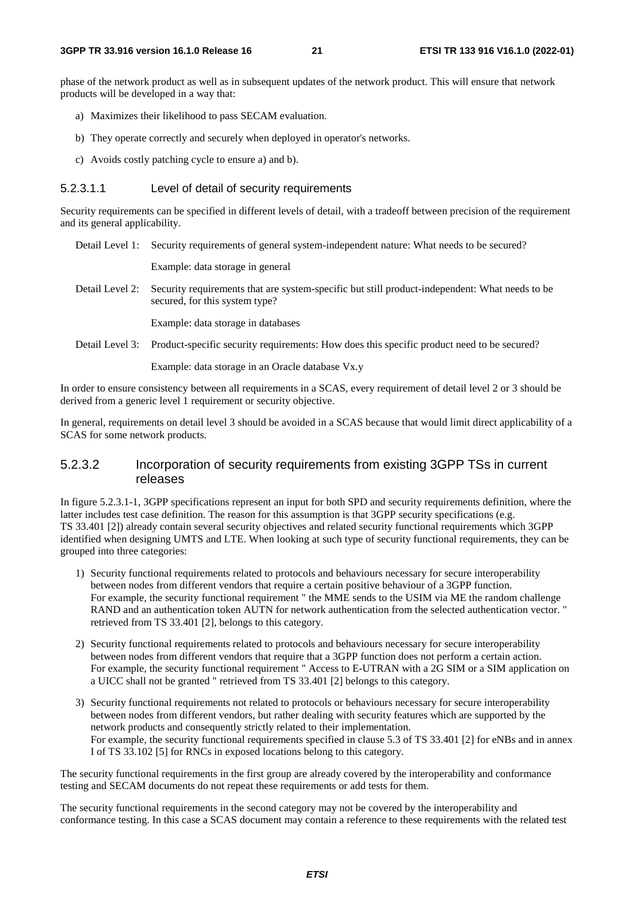phase of the network product as well as in subsequent updates of the network product. This will ensure that network products will be developed in a way that:

a) Maximizes their likelihood to pass SECAM evaluation.

b) They operate correctly and securely when deployed in operator's networks.

c) Avoids costly patching cycle to ensure a) and b).

##### 5.2.3.1.1 Level of detail of security requirements

Security requirements can be specified in different levels of detail, with a tradeoff between precision of the requirement and its general applicability.

Detail Level 1: Security requirements of general system-independent nature: What needs to be secured?

Example: data storage in general

Detail Level 2: Security requirements that are system-specific but still product-independent: What needs to be secured, for this system type?

Example: data storage in databases

Detail Level 3: Product-specific security requirements: How does this specific product need to be secured?

Example: data storage in an Oracle database Vx.y

In order to ensure consistency between all requirements in a SCAS, every requirement of detail level 2 or 3 should be derived from a generic level 1 requirement or security objective.

In general, requirements on detail level 3 should be avoided in a SCAS because that would limit direct applicability of a SCAS for some network products.

#### 5.2.3.2 Incorporation of security requirements from existing 3GPP TSs in current releases

In figure 5.2.3.1-1, 3GPP specifications represent an input for both SPD and security requirements definition, where the latter includes test case definition. The reason for this assumption is that 3GPP security specifications (e.g. TS 33.401 [2]) already contain several security objectives and related security functional requirements which 3GPP identified when designing UMTS and LTE. When looking at such type of security functional requirements, they can be grouped into three categories:

1) Security functional requirements related to protocols and behaviours necessary for secure interoperability between nodes from different vendors that require a certain positive behaviour of a 3GPP function.
For example, the security functional requirement " the MME sends to the USIM via ME the random challenge RAND and an authentication token AUTN for network authentication from the selected authentication vector. " retrieved from TS 33.401 [2], belongs to this category.

2) Security functional requirements related to protocols and behaviours necessary for secure interoperability between nodes from different vendors that require that a 3GPP function does not perform a certain action.
For example, the security functional requirement " Access to E-UTRAN with a 2G SIM or a SIM application on a UICC shall not be granted " retrieved from TS 33.401 [2] belongs to this category.

3) Security functional requirements not related to protocols or behaviours necessary for secure interoperability between nodes from different vendors, but rather dealing with security features which are supported by the network products and consequently strictly related to their implementation.
For example, the security functional requirements specified in clause 5.3 of TS 33.401 [2] for eNBs and in annex I of TS 33.102 [5] for RNCs in exposed locations belong to this category.

The security functional requirements in the first group are already covered by the interoperability and conformance testing and SECAM documents do not repeat these requirements or add tests for them.

The security functional requirements in the second category may not be covered by the interoperability and conformance testing. In this case a SCAS document may contain a reference to these requirements with the related test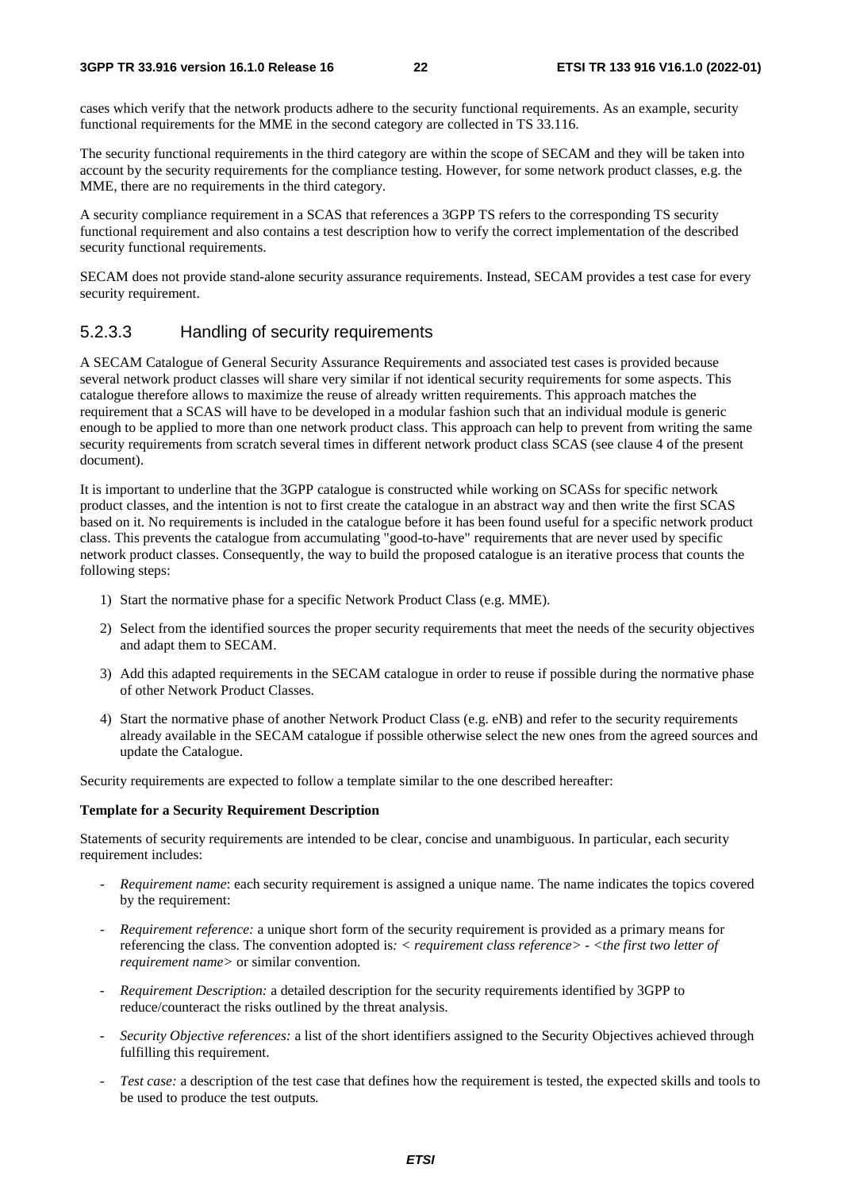cases which verify that the network products adhere to the security functional requirements. As an example, security functional requirements for the MME in the second category are collected in TS 33.116.

The security functional requirements in the third category are within the scope of SECAM and they will be taken into account by the security requirements for the compliance testing. However, for some network product classes, e.g. the MME, there are no requirements in the third category.

A security compliance requirement in a SCAS that references a 3GPP TS refers to the corresponding TS security functional requirement and also contains a test description how to verify the correct implementation of the described security functional requirements.

SECAM does not provide stand-alone security assurance requirements. Instead, SECAM provides a test case for every security requirement.

#### 5.2.3.3 Handling of security requirements

A SECAM Catalogue of General Security Assurance Requirements and associated test cases is provided because several network product classes will share very similar if not identical security requirements for some aspects. This catalogue therefore allows to maximize the reuse of already written requirements. This approach matches the requirement that a SCAS will have to be developed in a modular fashion such that an individual module is generic enough to be applied to more than one network product class. This approach can help to prevent from writing the same security requirements from scratch several times in different network product class SCAS (see clause 4 of the present document).

It is important to underline that the 3GPP catalogue is constructed while working on SCASs for specific network product classes, and the intention is not to first create the catalogue in an abstract way and then write the first SCAS based on it. No requirements is included in the catalogue before it has been found useful for a specific network product class. This prevents the catalogue from accumulating "good-to-have" requirements that are never used by specific network product classes. Consequently, the way to build the proposed catalogue is an iterative process that counts the following steps:

1) Start the normative phase for a specific Network Product Class (e.g. MME).
2) Select from the identified sources the proper security requirements that meet the needs of the security objectives and adapt them to SECAM.
3) Add this adapted requirements in the SECAM catalogue in order to reuse if possible during the normative phase of other Network Product Classes.
4) Start the normative phase of another Network Product Class (e.g. eNB) and refer to the security requirements already available in the SECAM catalogue if possible otherwise select the new ones from the agreed sources and update the Catalogue.

Security requirements are expected to follow a template similar to the one described hereafter:

**Template for a Security Requirement Description**

Statements of security requirements are intended to be clear, concise and unambiguous. In particular, each security requirement includes:

- *Requirement name*: each security requirement is assigned a unique name. The name indicates the topics covered by the requirement:
- *Requirement reference:* a unique short form of the security requirement is provided as a primary means for referencing the class. The convention adopted is*: < requirement class reference> - <the first two letter of requirement name>* or similar convention.
- *Requirement Description:* a detailed description for the security requirements identified by 3GPP to reduce/counteract the risks outlined by the threat analysis.
- *Security Objective references:* a list of the short identifiers assigned to the Security Objectives achieved through fulfilling this requirement.
- *Test case:* a description of the test case that defines how the requirement is tested, the expected skills and tools to be used to produce the test outputs.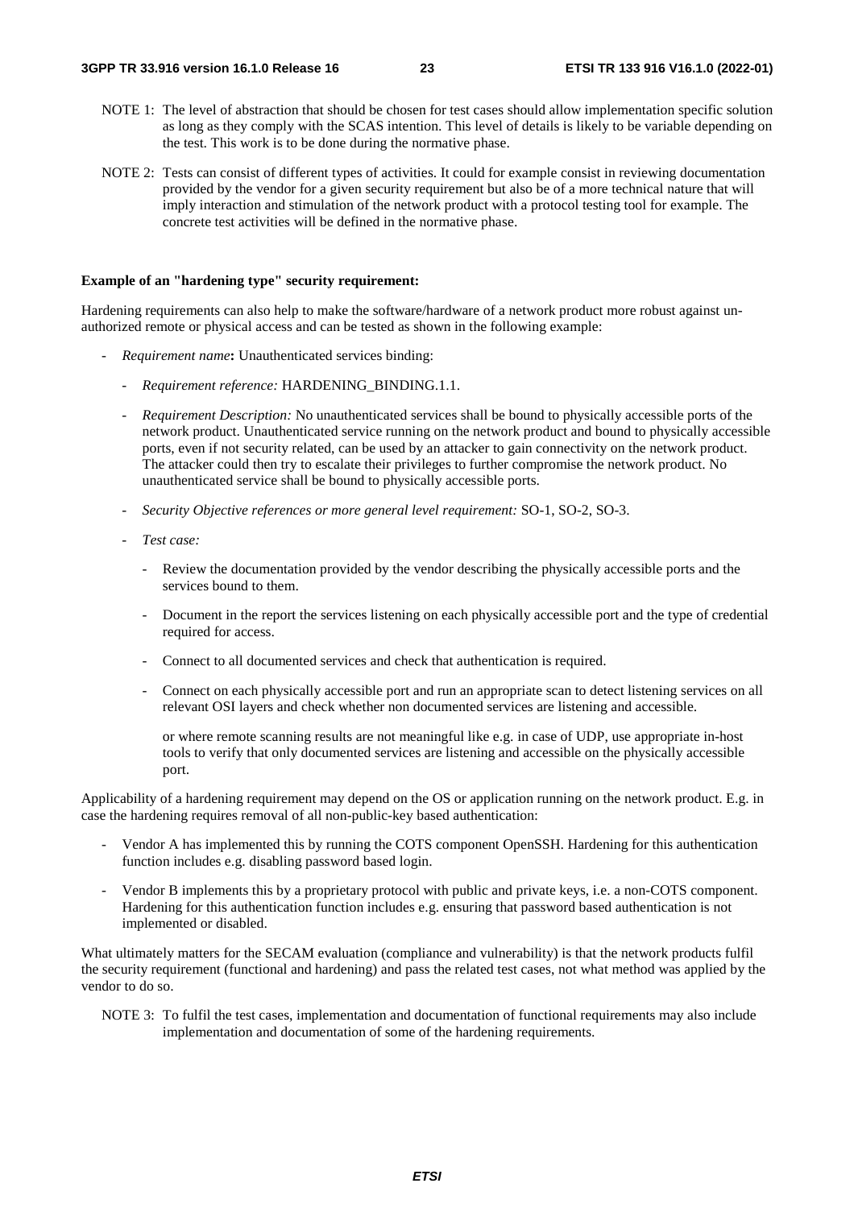NOTE 1: The level of abstraction that should be chosen for test cases should allow implementation specific solution as long as they comply with the SCAS intention. This level of details is likely to be variable depending on the test. This work is to be done during the normative phase.

NOTE 2: Tests can consist of different types of activities. It could for example consist in reviewing documentation provided by the vendor for a given security requirement but also be of a more technical nature that will imply interaction and stimulation of the network product with a protocol testing tool for example. The concrete test activities will be defined in the normative phase.

**Example of an "hardening type" security requirement:**

Hardening requirements can also help to make the software/hardware of a network product more robust against un-authorized remote or physical access and can be tested as shown in the following example:

- *Requirement name***:** Unauthenticated services binding:
  - *Requirement reference:* HARDENING_BINDING.1.1.
  - *Requirement Description:* No unauthenticated services shall be bound to physically accessible ports of the network product. Unauthenticated service running on the network product and bound to physically accessible ports, even if not security related, can be used by an attacker to gain connectivity on the network product. The attacker could then try to escalate their privileges to further compromise the network product. No unauthenticated service shall be bound to physically accessible ports.
  - *Security Objective references or more general level requirement:* SO-1, SO-2, SO-3.
  - *Test case:*
    - Review the documentation provided by the vendor describing the physically accessible ports and the services bound to them.
    - Document in the report the services listening on each physically accessible port and the type of credential required for access.
    - Connect to all documented services and check that authentication is required.
    - Connect on each physically accessible port and run an appropriate scan to detect listening services on all relevant OSI layers and check whether non documented services are listening and accessible.

      or where remote scanning results are not meaningful like e.g. in case of UDP, use appropriate in-host tools to verify that only documented services are listening and accessible on the physically accessible port.

Applicability of a hardening requirement may depend on the OS or application running on the network product. E.g. in case the hardening requires removal of all non-public-key based authentication:

- Vendor A has implemented this by running the COTS component OpenSSH. Hardening for this authentication function includes e.g. disabling password based login.
- Vendor B implements this by a proprietary protocol with public and private keys, i.e. a non-COTS component. Hardening for this authentication function includes e.g. ensuring that password based authentication is not implemented or disabled.

What ultimately matters for the SECAM evaluation (compliance and vulnerability) is that the network products fulfil the security requirement (functional and hardening) and pass the related test cases, not what method was applied by the vendor to do so.

NOTE 3: To fulfil the test cases, implementation and documentation of functional requirements may also include implementation and documentation of some of the hardening requirements.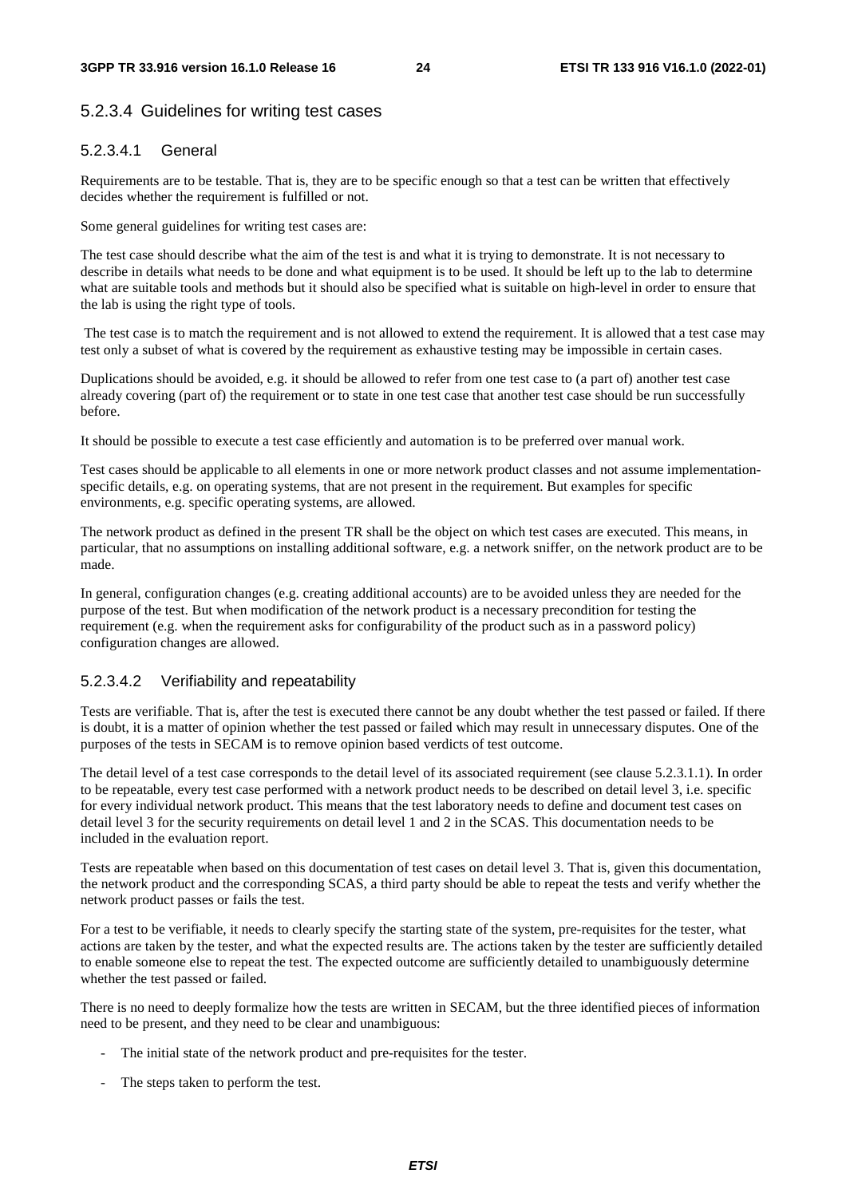#### 5.2.3.4 Guidelines for writing test cases

##### 5.2.3.4.1 General

Requirements are to be testable. That is, they are to be specific enough so that a test can be written that effectively decides whether the requirement is fulfilled or not.

Some general guidelines for writing test cases are:

The test case should describe what the aim of the test is and what it is trying to demonstrate. It is not necessary to describe in details what needs to be done and what equipment is to be used. It should be left up to the lab to determine what are suitable tools and methods but it should also be specified what is suitable on high-level in order to ensure that the lab is using the right type of tools.

The test case is to match the requirement and is not allowed to extend the requirement. It is allowed that a test case may test only a subset of what is covered by the requirement as exhaustive testing may be impossible in certain cases.

Duplications should be avoided, e.g. it should be allowed to refer from one test case to (a part of) another test case already covering (part of) the requirement or to state in one test case that another test case should be run successfully before.

It should be possible to execute a test case efficiently and automation is to be preferred over manual work.

Test cases should be applicable to all elements in one or more network product classes and not assume implementation-specific details, e.g. on operating systems, that are not present in the requirement. But examples for specific environments, e.g. specific operating systems, are allowed.

The network product as defined in the present TR shall be the object on which test cases are executed. This means, in particular, that no assumptions on installing additional software, e.g. a network sniffer, on the network product are to be made.

In general, configuration changes (e.g. creating additional accounts) are to be avoided unless they are needed for the purpose of the test. But when modification of the network product is a necessary precondition for testing the requirement (e.g. when the requirement asks for configurability of the product such as in a password policy) configuration changes are allowed.

##### 5.2.3.4.2 Verifiability and repeatability

Tests are verifiable. That is, after the test is executed there cannot be any doubt whether the test passed or failed. If there is doubt, it is a matter of opinion whether the test passed or failed which may result in unnecessary disputes. One of the purposes of the tests in SECAM is to remove opinion based verdicts of test outcome.

The detail level of a test case corresponds to the detail level of its associated requirement (see clause 5.2.3.1.1). In order to be repeatable, every test case performed with a network product needs to be described on detail level 3, i.e. specific for every individual network product. This means that the test laboratory needs to define and document test cases on detail level 3 for the security requirements on detail level 1 and 2 in the SCAS. This documentation needs to be included in the evaluation report.

Tests are repeatable when based on this documentation of test cases on detail level 3. That is, given this documentation, the network product and the corresponding SCAS, a third party should be able to repeat the tests and verify whether the network product passes or fails the test.

For a test to be verifiable, it needs to clearly specify the starting state of the system, pre-requisites for the tester, what actions are taken by the tester, and what the expected results are. The actions taken by the tester are sufficiently detailed to enable someone else to repeat the test. The expected outcome are sufficiently detailed to unambiguously determine whether the test passed or failed.

There is no need to deeply formalize how the tests are written in SECAM, but the three identified pieces of information need to be present, and they need to be clear and unambiguous:

- The initial state of the network product and pre-requisites for the tester.
- The steps taken to perform the test.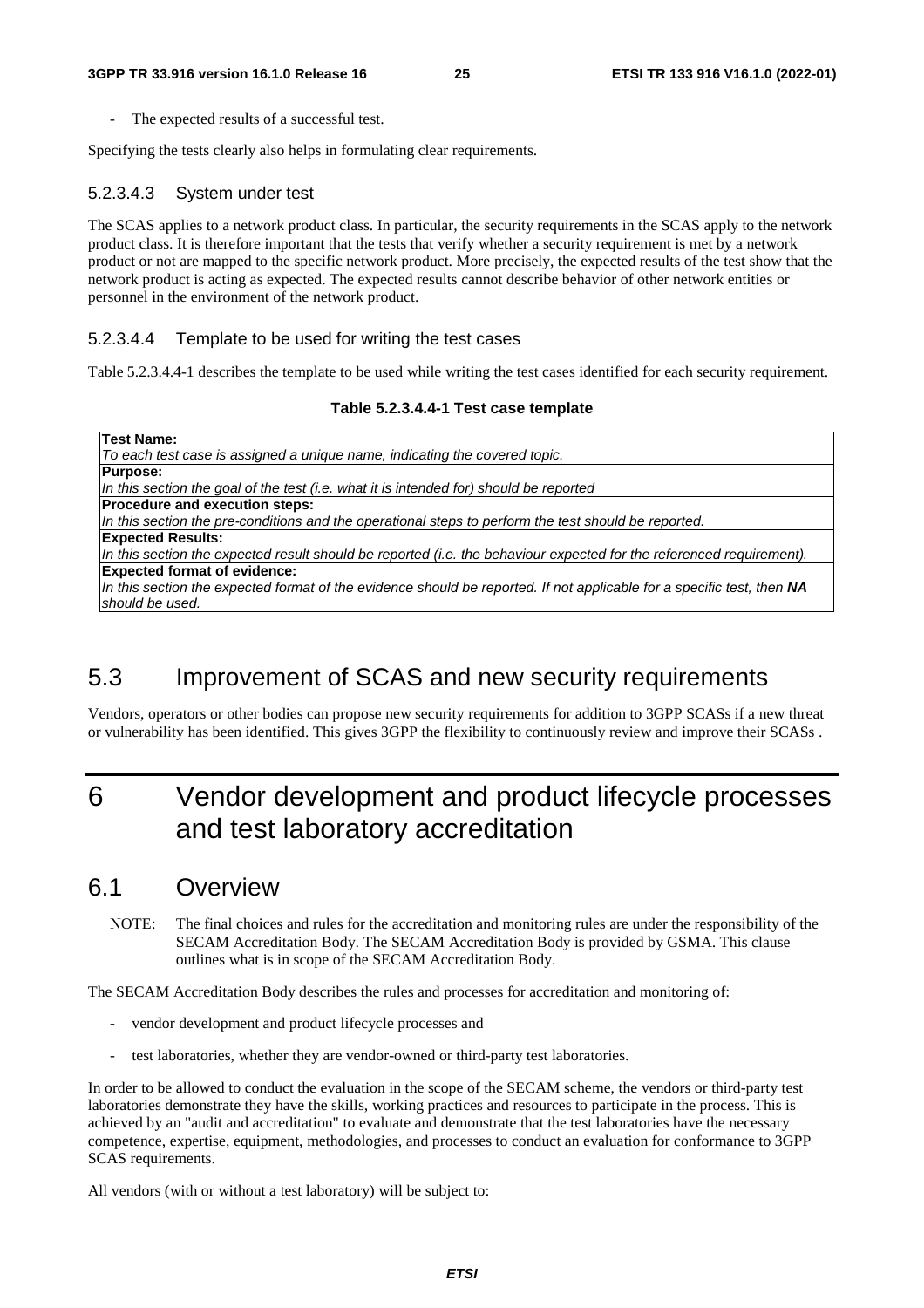- The expected results of a successful test.

Specifying the tests clearly also helps in formulating clear requirements.

#### 5.2.3.4.3 System under test

The SCAS applies to a network product class. In particular, the security requirements in the SCAS apply to the network product class. It is therefore important that the tests that verify whether a security requirement is met by a network product or not are mapped to the specific network product. More precisely, the expected results of the test show that the network product is acting as expected. The expected results cannot describe behavior of other network entities or personnel in the environment of the network product.

#### 5.2.3.4.4 Template to be used for writing the test cases

Table 5.2.3.4.4-1 describes the template to be used while writing the test cases identified for each security requirement.

**Table 5.2.3.4.4-1 Test case template**

| **Test Name:**<br>*To each test case is assigned a unique name, indicating the covered topic.* |
|---|
| **Purpose:**<br>*In this section the goal of the test (i.e. what it is intended for) should be reported* |
| **Procedure and execution steps:**<br>*In this section the pre-conditions and the operational steps to perform the test should be reported.* |
| **Expected Results:**<br>*In this section the expected result should be reported (i.e. the behaviour expected for the referenced requirement).* |
| **Expected format of evidence:**<br>*In this section the expected format of the evidence should be reported. If not applicable for a specific test, then **NA** should be used.* |

## 5.3 Improvement of SCAS and new security requirements

Vendors, operators or other bodies can propose new security requirements for addition to 3GPP SCASs if a new threat or vulnerability has been identified. This gives 3GPP the flexibility to continuously review and improve their SCASs .

# 6 Vendor development and product lifecycle processes and test laboratory accreditation

## 6.1 Overview

NOTE: The final choices and rules for the accreditation and monitoring rules are under the responsibility of the SECAM Accreditation Body. The SECAM Accreditation Body is provided by GSMA. This clause outlines what is in scope of the SECAM Accreditation Body.

The SECAM Accreditation Body describes the rules and processes for accreditation and monitoring of:

- vendor development and product lifecycle processes and
- test laboratories, whether they are vendor-owned or third-party test laboratories.

In order to be allowed to conduct the evaluation in the scope of the SECAM scheme, the vendors or third-party test laboratories demonstrate they have the skills, working practices and resources to participate in the process. This is achieved by an "audit and accreditation" to evaluate and demonstrate that the test laboratories have the necessary competence, expertise, equipment, methodologies, and processes to conduct an evaluation for conformance to 3GPP SCAS requirements.

All vendors (with or without a test laboratory) will be subject to: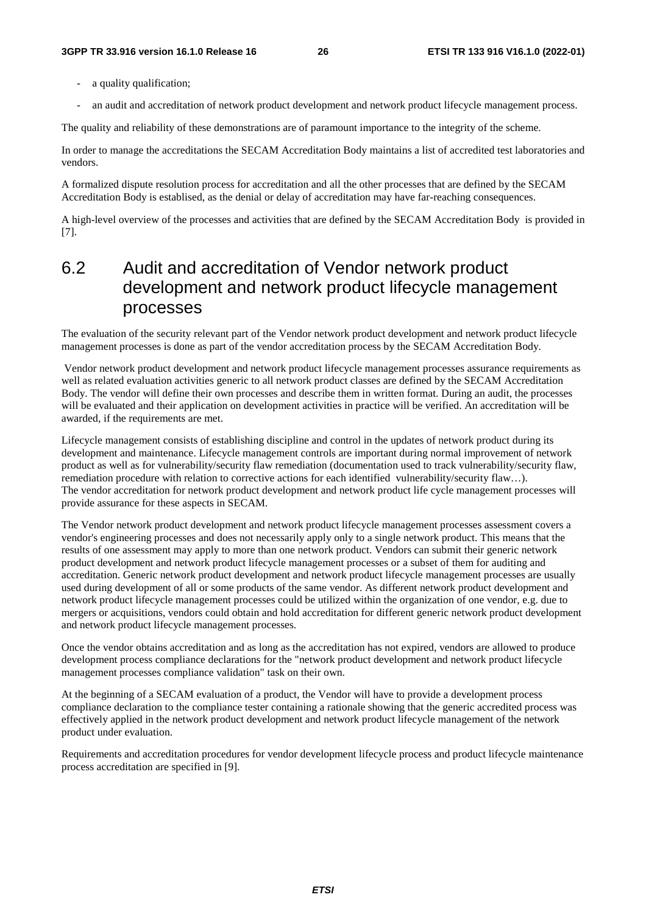- a quality qualification;
- an audit and accreditation of network product development and network product lifecycle management process.

The quality and reliability of these demonstrations are of paramount importance to the integrity of the scheme.

In order to manage the accreditations the SECAM Accreditation Body maintains a list of accredited test laboratories and vendors.

A formalized dispute resolution process for accreditation and all the other processes that are defined by the SECAM Accreditation Body is establised, as the denial or delay of accreditation may have far-reaching consequences.

A high-level overview of the processes and activities that are defined by the SECAM Accreditation Body is provided in [7].

## 6.2 Audit and accreditation of Vendor network product development and network product lifecycle management processes

The evaluation of the security relevant part of the Vendor network product development and network product lifecycle management processes is done as part of the vendor accreditation process by the SECAM Accreditation Body.

Vendor network product development and network product lifecycle management processes assurance requirements as well as related evaluation activities generic to all network product classes are defined by the SECAM Accreditation Body. The vendor will define their own processes and describe them in written format. During an audit, the processes will be evaluated and their application on development activities in practice will be verified. An accreditation will be awarded, if the requirements are met.

Lifecycle management consists of establishing discipline and control in the updates of network product during its development and maintenance. Lifecycle management controls are important during normal improvement of network product as well as for vulnerability/security flaw remediation (documentation used to track vulnerability/security flaw, remediation procedure with relation to corrective actions for each identified vulnerability/security flaw…). The vendor accreditation for network product development and network product life cycle management processes will provide assurance for these aspects in SECAM.

The Vendor network product development and network product lifecycle management processes assessment covers a vendor's engineering processes and does not necessarily apply only to a single network product. This means that the results of one assessment may apply to more than one network product. Vendors can submit their generic network product development and network product lifecycle management processes or a subset of them for auditing and accreditation. Generic network product development and network product lifecycle management processes are usually used during development of all or some products of the same vendor. As different network product development and network product lifecycle management processes could be utilized within the organization of one vendor, e.g. due to mergers or acquisitions, vendors could obtain and hold accreditation for different generic network product development and network product lifecycle management processes.

Once the vendor obtains accreditation and as long as the accreditation has not expired, vendors are allowed to produce development process compliance declarations for the "network product development and network product lifecycle management processes compliance validation" task on their own.

At the beginning of a SECAM evaluation of a product, the Vendor will have to provide a development process compliance declaration to the compliance tester containing a rationale showing that the generic accredited process was effectively applied in the network product development and network product lifecycle management of the network product under evaluation.

Requirements and accreditation procedures for vendor development lifecycle process and product lifecycle maintenance process accreditation are specified in [9].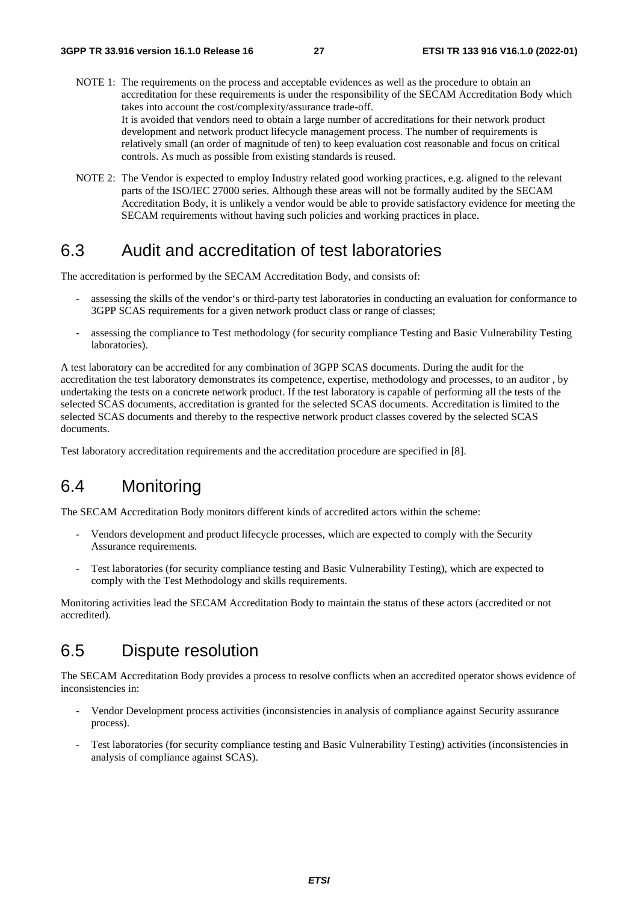NOTE 1: The requirements on the process and acceptable evidences as well as the procedure to obtain an accreditation for these requirements is under the responsibility of the SECAM Accreditation Body which takes into account the cost/complexity/assurance trade-off.
It is avoided that vendors need to obtain a large number of accreditations for their network product development and network product lifecycle management process. The number of requirements is relatively small (an order of magnitude of ten) to keep evaluation cost reasonable and focus on critical controls. As much as possible from existing standards is reused.

NOTE 2: The Vendor is expected to employ Industry related good working practices, e.g. aligned to the relevant parts of the ISO/IEC 27000 series. Although these areas will not be formally audited by the SECAM Accreditation Body, it is unlikely a vendor would be able to provide satisfactory evidence for meeting the SECAM requirements without having such policies and working practices in place.

## 6.3 Audit and accreditation of test laboratories

The accreditation is performed by the SECAM Accreditation Body, and consists of:

- assessing the skills of the vendor's or third-party test laboratories in conducting an evaluation for conformance to 3GPP SCAS requirements for a given network product class or range of classes;
- assessing the compliance to Test methodology (for security compliance Testing and Basic Vulnerability Testing laboratories).

A test laboratory can be accredited for any combination of 3GPP SCAS documents. During the audit for the accreditation the test laboratory demonstrates its competence, expertise, methodology and processes, to an auditor , by undertaking the tests on a concrete network product. If the test laboratory is capable of performing all the tests of the selected SCAS documents, accreditation is granted for the selected SCAS documents. Accreditation is limited to the selected SCAS documents and thereby to the respective network product classes covered by the selected SCAS documents.

Test laboratory accreditation requirements and the accreditation procedure are specified in [8].

## 6.4 Monitoring

The SECAM Accreditation Body monitors different kinds of accredited actors within the scheme:

- Vendors development and product lifecycle processes, which are expected to comply with the Security Assurance requirements.
- Test laboratories (for security compliance testing and Basic Vulnerability Testing), which are expected to comply with the Test Methodology and skills requirements.

Monitoring activities lead the SECAM Accreditation Body to maintain the status of these actors (accredited or not accredited).

## 6.5 Dispute resolution

The SECAM Accreditation Body provides a process to resolve conflicts when an accredited operator shows evidence of inconsistencies in:

- Vendor Development process activities (inconsistencies in analysis of compliance against Security assurance process).
- Test laboratories (for security compliance testing and Basic Vulnerability Testing) activities (inconsistencies in analysis of compliance against SCAS).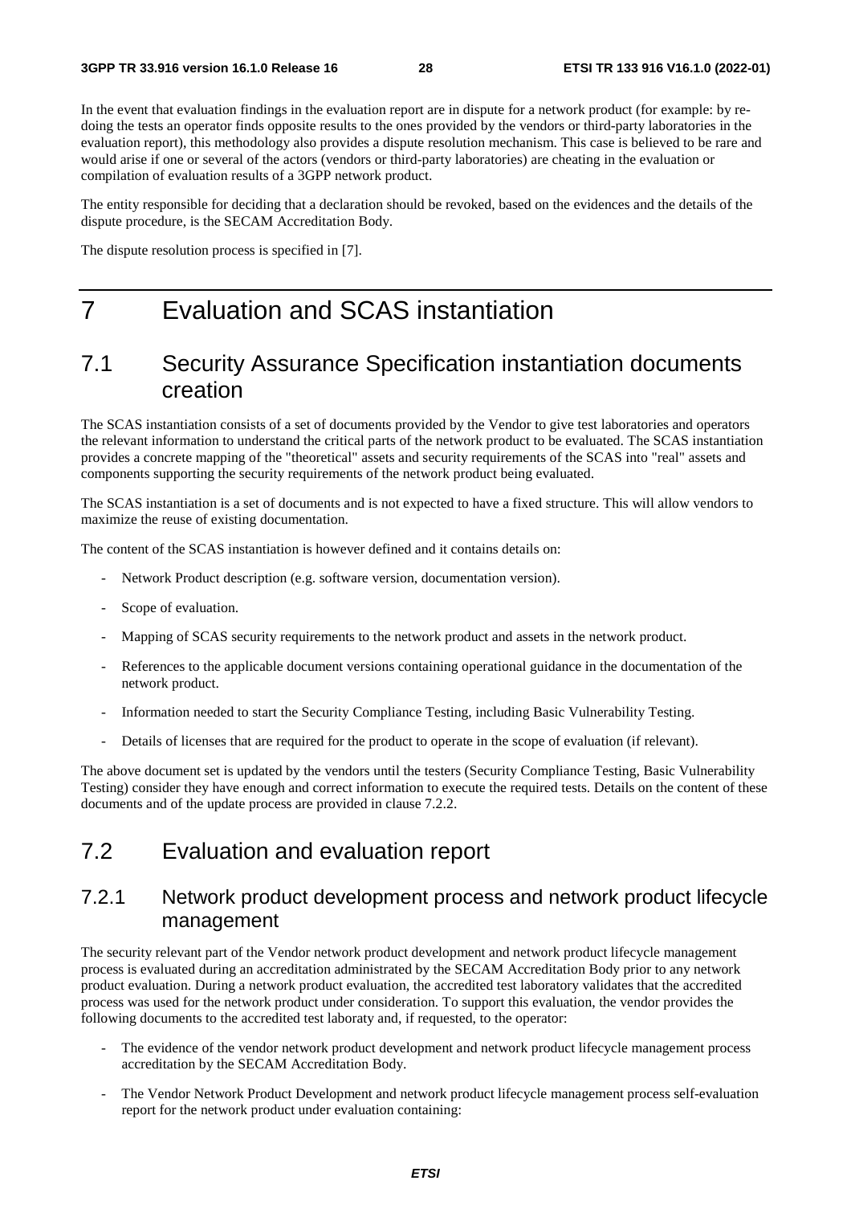In the event that evaluation findings in the evaluation report are in dispute for a network product (for example: by re-doing the tests an operator finds opposite results to the ones provided by the vendors or third-party laboratories in the evaluation report), this methodology also provides a dispute resolution mechanism. This case is believed to be rare and would arise if one or several of the actors (vendors or third-party laboratories) are cheating in the evaluation or compilation of evaluation results of a 3GPP network product.

The entity responsible for deciding that a declaration should be revoked, based on the evidences and the details of the dispute procedure, is the SECAM Accreditation Body.

The dispute resolution process is specified in [7].

# 7 Evaluation and SCAS instantiation

## 7.1 Security Assurance Specification instantiation documents creation

The SCAS instantiation consists of a set of documents provided by the Vendor to give test laboratories and operators the relevant information to understand the critical parts of the network product to be evaluated. The SCAS instantiation provides a concrete mapping of the "theoretical" assets and security requirements of the SCAS into "real" assets and components supporting the security requirements of the network product being evaluated.

The SCAS instantiation is a set of documents and is not expected to have a fixed structure. This will allow vendors to maximize the reuse of existing documentation.

The content of the SCAS instantiation is however defined and it contains details on:

- Network Product description (e.g. software version, documentation version).
- Scope of evaluation.
- Mapping of SCAS security requirements to the network product and assets in the network product.
- References to the applicable document versions containing operational guidance in the documentation of the network product.
- Information needed to start the Security Compliance Testing, including Basic Vulnerability Testing.
- Details of licenses that are required for the product to operate in the scope of evaluation (if relevant).

The above document set is updated by the vendors until the testers (Security Compliance Testing, Basic Vulnerability Testing) consider they have enough and correct information to execute the required tests. Details on the content of these documents and of the update process are provided in clause 7.2.2.

## 7.2 Evaluation and evaluation report

### 7.2.1 Network product development process and network product lifecycle management

The security relevant part of the Vendor network product development and network product lifecycle management process is evaluated during an accreditation administrated by the SECAM Accreditation Body prior to any network product evaluation. During a network product evaluation, the accredited test laboratory validates that the accredited process was used for the network product under consideration. To support this evaluation, the vendor provides the following documents to the accredited test laboraty and, if requested, to the operator:

- The evidence of the vendor network product development and network product lifecycle management process accreditation by the SECAM Accreditation Body.
- The Vendor Network Product Development and network product lifecycle management process self-evaluation report for the network product under evaluation containing: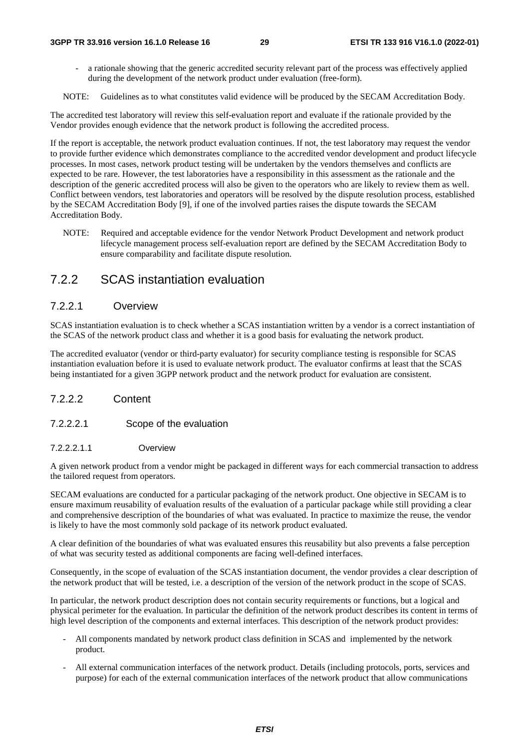- a rationale showing that the generic accredited security relevant part of the process was effectively applied during the development of the network product under evaluation (free-form).

NOTE: Guidelines as to what constitutes valid evidence will be produced by the SECAM Accreditation Body.

The accredited test laboratory will review this self-evaluation report and evaluate if the rationale provided by the Vendor provides enough evidence that the network product is following the accredited process.

If the report is acceptable, the network product evaluation continues. If not, the test laboratory may request the vendor to provide further evidence which demonstrates compliance to the accredited vendor development and product lifecycle processes. In most cases, network product testing will be undertaken by the vendors themselves and conflicts are expected to be rare. However, the test laboratories have a responsibility in this assessment as the rationale and the description of the generic accredited process will also be given to the operators who are likely to review them as well. Conflict between vendors, test laboratories and operators will be resolved by the dispute resolution process, established by the SECAM Accreditation Body [9], if one of the involved parties raises the dispute towards the SECAM Accreditation Body.

NOTE: Required and acceptable evidence for the vendor Network Product Development and network product lifecycle management process self-evaluation report are defined by the SECAM Accreditation Body to ensure comparability and facilitate dispute resolution.

## 7.2.2 SCAS instantiation evaluation

### 7.2.2.1 Overview

SCAS instantiation evaluation is to check whether a SCAS instantiation written by a vendor is a correct instantiation of the SCAS of the network product class and whether it is a good basis for evaluating the network product.

The accredited evaluator (vendor or third-party evaluator) for security compliance testing is responsible for SCAS instantiation evaluation before it is used to evaluate network product. The evaluator confirms at least that the SCAS being instantiated for a given 3GPP network product and the network product for evaluation are consistent.

### 7.2.2.2 Content

#### 7.2.2.2.1 Scope of the evaluation

##### 7.2.2.2.1.1 Overview

A given network product from a vendor might be packaged in different ways for each commercial transaction to address the tailored request from operators.

SECAM evaluations are conducted for a particular packaging of the network product. One objective in SECAM is to ensure maximum reusability of evaluation results of the evaluation of a particular package while still providing a clear and comprehensive description of the boundaries of what was evaluated. In practice to maximize the reuse, the vendor is likely to have the most commonly sold package of its network product evaluated.

A clear definition of the boundaries of what was evaluated ensures this reusability but also prevents a false perception of what was security tested as additional components are facing well-defined interfaces.

Consequently, in the scope of evaluation of the SCAS instantiation document, the vendor provides a clear description of the network product that will be tested, i.e. a description of the version of the network product in the scope of SCAS.

In particular, the network product description does not contain security requirements or functions, but a logical and physical perimeter for the evaluation. In particular the definition of the network product describes its content in terms of high level description of the components and external interfaces. This description of the network product provides:

- All components mandated by network product class definition in SCAS and implemented by the network product.
- All external communication interfaces of the network product. Details (including protocols, ports, services and purpose) for each of the external communication interfaces of the network product that allow communications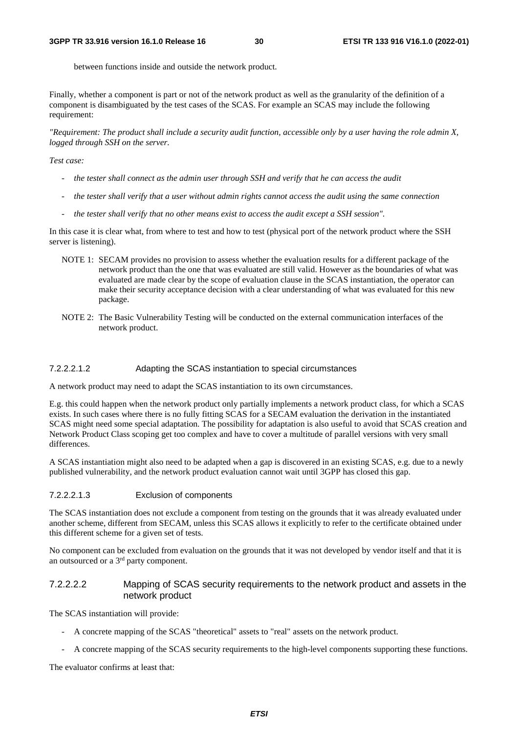between functions inside and outside the network product.

Finally, whether a component is part or not of the network product as well as the granularity of the definition of a component is disambiguated by the test cases of the SCAS. For example an SCAS may include the following requirement:

*"Requirement: The product shall include a security audit function, accessible only by a user having the role admin X, logged through SSH on the server.*

*Test case:*

- *the tester shall connect as the admin user through SSH and verify that he can access the audit*
- *the tester shall verify that a user without admin rights cannot access the audit using the same connection*
- *the tester shall verify that no other means exist to access the audit except a SSH session".*

In this case it is clear what, from where to test and how to test (physical port of the network product where the SSH server is listening).

NOTE 1: SECAM provides no provision to assess whether the evaluation results for a different package of the network product than the one that was evaluated are still valid. However as the boundaries of what was evaluated are made clear by the scope of evaluation clause in the SCAS instantiation, the operator can make their security acceptance decision with a clear understanding of what was evaluated for this new package.

NOTE 2: The Basic Vulnerability Testing will be conducted on the external communication interfaces of the network product.

###### 7.2.2.2.1.2 Adapting the SCAS instantiation to special circumstances

A network product may need to adapt the SCAS instantiation to its own circumstances.

E.g. this could happen when the network product only partially implements a network product class, for which a SCAS exists. In such cases where there is no fully fitting SCAS for a SECAM evaluation the derivation in the instantiated SCAS might need some special adaptation. The possibility for adaptation is also useful to avoid that SCAS creation and Network Product Class scoping get too complex and have to cover a multitude of parallel versions with very small differences.

A SCAS instantiation might also need to be adapted when a gap is discovered in an existing SCAS, e.g. due to a newly published vulnerability, and the network product evaluation cannot wait until 3GPP has closed this gap.

###### 7.2.2.2.1.3 Exclusion of components

The SCAS instantiation does not exclude a component from testing on the grounds that it was already evaluated under another scheme, different from SECAM, unless this SCAS allows it explicitly to refer to the certificate obtained under this different scheme for a given set of tests.

No component can be excluded from evaluation on the grounds that it was not developed by vendor itself and that it is an outsourced or a 3rd party component.

##### 7.2.2.2.2 Mapping of SCAS security requirements to the network product and assets in the network product

The SCAS instantiation will provide:

- A concrete mapping of the SCAS "theoretical" assets to "real" assets on the network product.
- A concrete mapping of the SCAS security requirements to the high-level components supporting these functions.

The evaluator confirms at least that: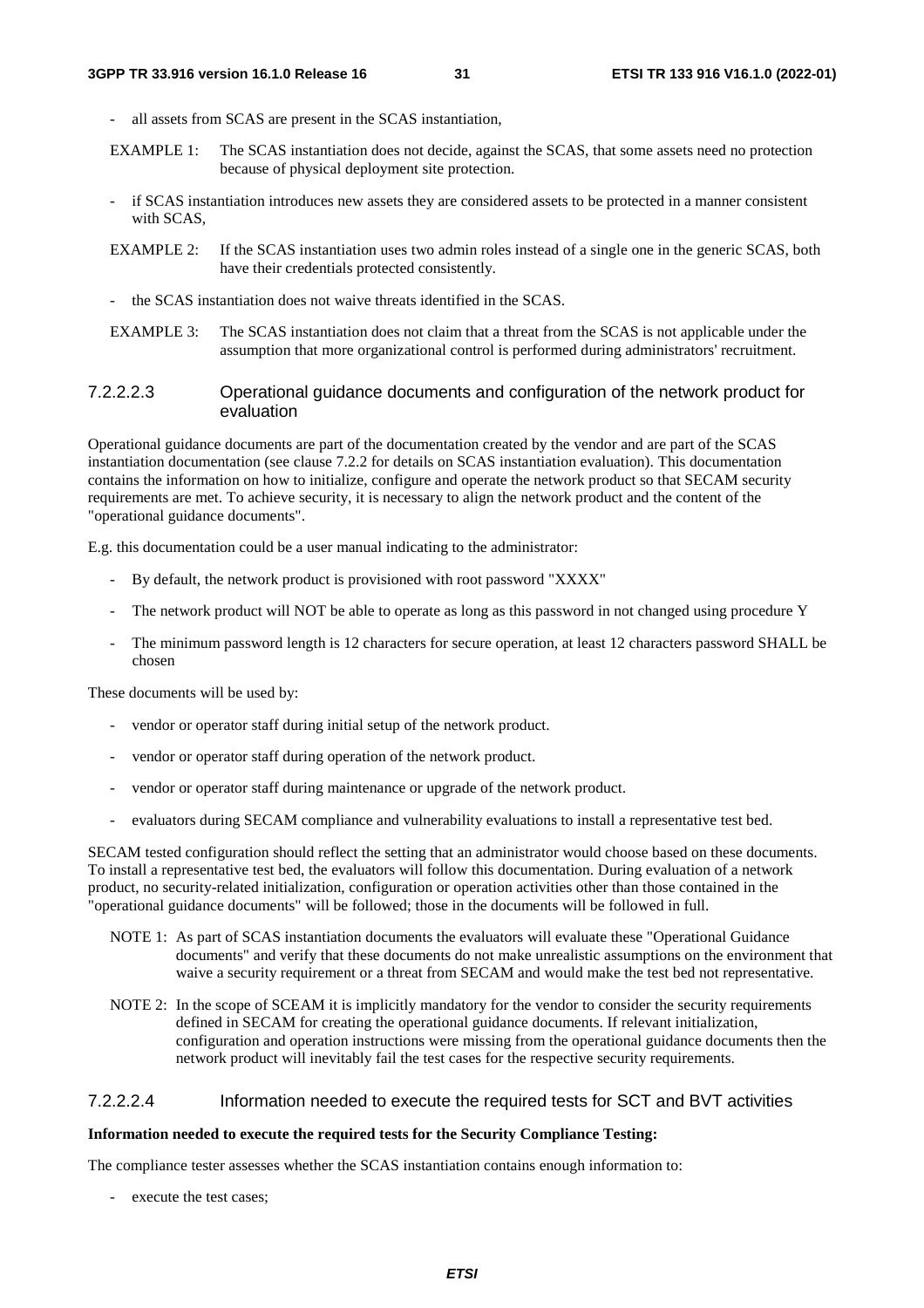- all assets from SCAS are present in the SCAS instantiation,

EXAMPLE 1: The SCAS instantiation does not decide, against the SCAS, that some assets need no protection because of physical deployment site protection.

- if SCAS instantiation introduces new assets they are considered assets to be protected in a manner consistent with SCAS,

EXAMPLE 2: If the SCAS instantiation uses two admin roles instead of a single one in the generic SCAS, both have their credentials protected consistently.

- the SCAS instantiation does not waive threats identified in the SCAS.

EXAMPLE 3: The SCAS instantiation does not claim that a threat from the SCAS is not applicable under the assumption that more organizational control is performed during administrators' recruitment.

#### 7.2.2.2.3 Operational guidance documents and configuration of the network product for evaluation

Operational guidance documents are part of the documentation created by the vendor and are part of the SCAS instantiation documentation (see clause 7.2.2 for details on SCAS instantiation evaluation). This documentation contains the information on how to initialize, configure and operate the network product so that SECAM security requirements are met. To achieve security, it is necessary to align the network product and the content of the "operational guidance documents".

E.g. this documentation could be a user manual indicating to the administrator:

- By default, the network product is provisioned with root password "XXXX"
- The network product will NOT be able to operate as long as this password in not changed using procedure Y
- The minimum password length is 12 characters for secure operation, at least 12 characters password SHALL be chosen

These documents will be used by:

- vendor or operator staff during initial setup of the network product.
- vendor or operator staff during operation of the network product.
- vendor or operator staff during maintenance or upgrade of the network product.
- evaluators during SECAM compliance and vulnerability evaluations to install a representative test bed.

SECAM tested configuration should reflect the setting that an administrator would choose based on these documents. To install a representative test bed, the evaluators will follow this documentation. During evaluation of a network product, no security-related initialization, configuration or operation activities other than those contained in the "operational guidance documents" will be followed; those in the documents will be followed in full.

NOTE 1: As part of SCAS instantiation documents the evaluators will evaluate these "Operational Guidance documents" and verify that these documents do not make unrealistic assumptions on the environment that waive a security requirement or a threat from SECAM and would make the test bed not representative.

NOTE 2: In the scope of SCEAM it is implicitly mandatory for the vendor to consider the security requirements defined in SECAM for creating the operational guidance documents. If relevant initialization, configuration and operation instructions were missing from the operational guidance documents then the network product will inevitably fail the test cases for the respective security requirements.

#### 7.2.2.2.4 Information needed to execute the required tests for SCT and BVT activities

**Information needed to execute the required tests for the Security Compliance Testing:**

The compliance tester assesses whether the SCAS instantiation contains enough information to:

- execute the test cases;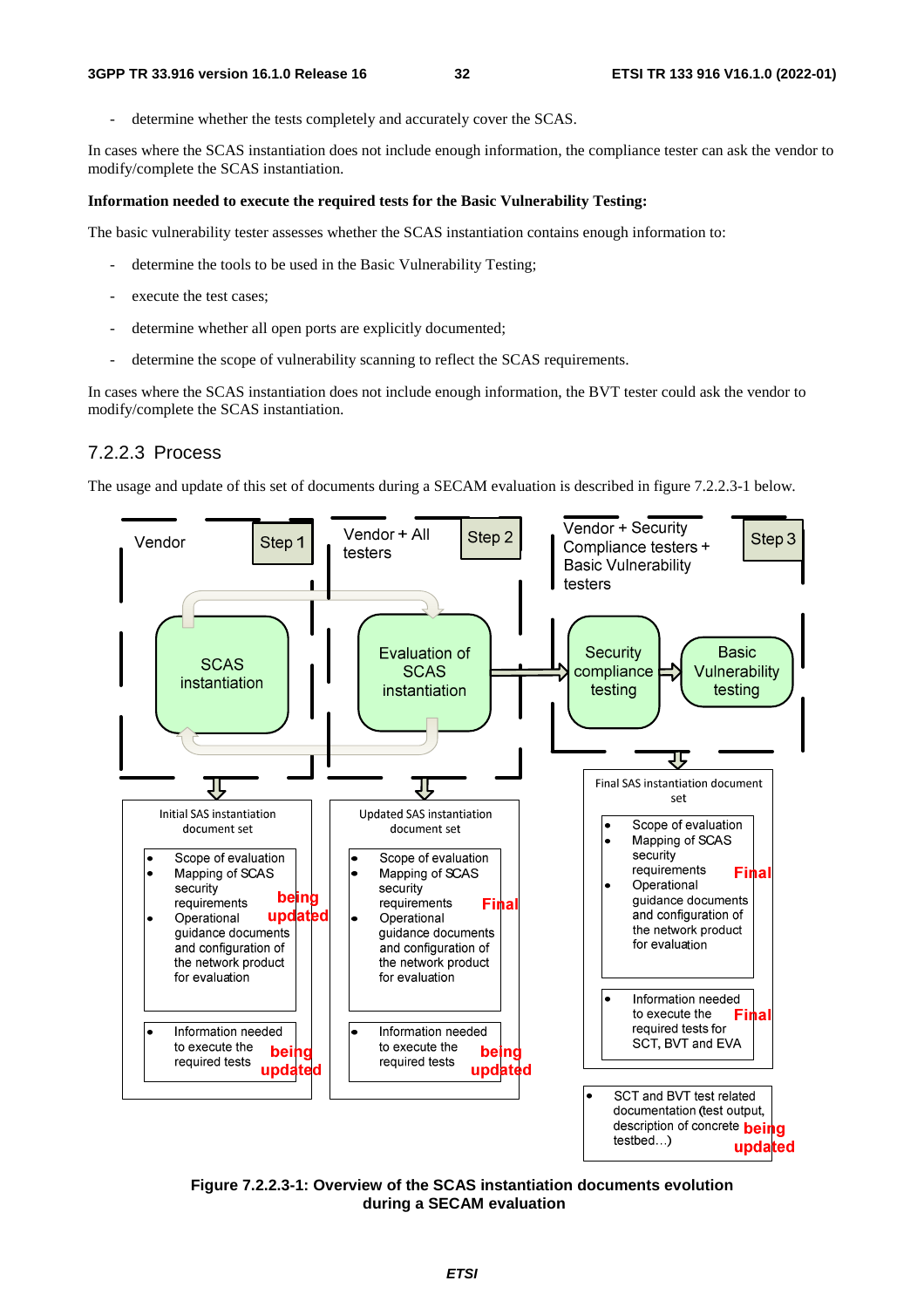- determine whether the tests completely and accurately cover the SCAS.

In cases where the SCAS instantiation does not include enough information, the compliance tester can ask the vendor to modify/complete the SCAS instantiation.

**Information needed to execute the required tests for the Basic Vulnerability Testing:**

The basic vulnerability tester assesses whether the SCAS instantiation contains enough information to:

- determine the tools to be used in the Basic Vulnerability Testing;
- execute the test cases;
- determine whether all open ports are explicitly documented;
- determine the scope of vulnerability scanning to reflect the SCAS requirements.

In cases where the SCAS instantiation does not include enough information, the BVT tester could ask the vendor to modify/complete the SCAS instantiation.

### 7.2.2.3 Process

The usage and update of this set of documents during a SECAM evaluation is described in figure 7.2.2.3-1 below.

**Figure 7.2.2.3-1: Overview of the SCAS instantiation documents evolution during a SECAM evaluation**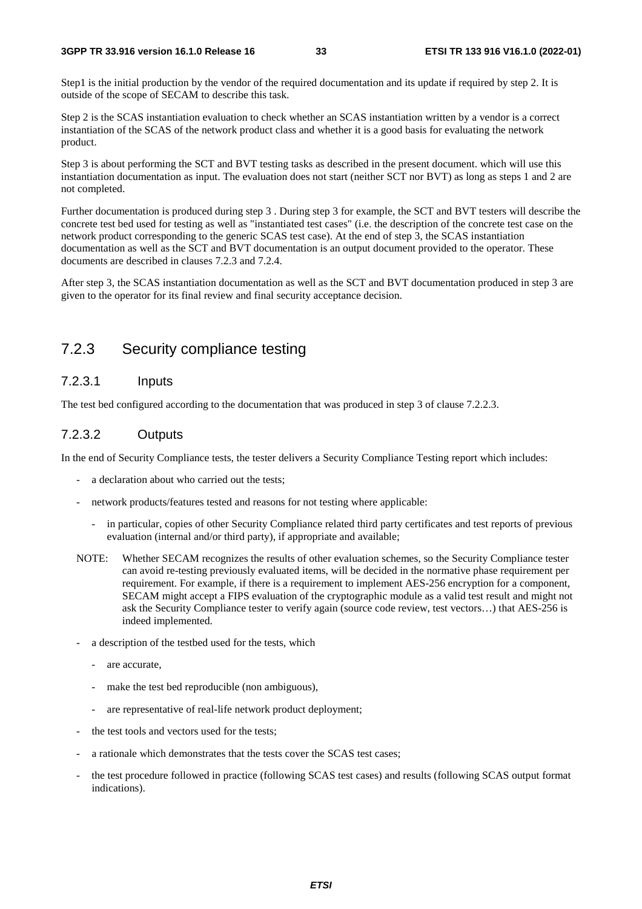Step1 is the initial production by the vendor of the required documentation and its update if required by step 2. It is outside of the scope of SECAM to describe this task.

Step 2 is the SCAS instantiation evaluation to check whether an SCAS instantiation written by a vendor is a correct instantiation of the SCAS of the network product class and whether it is a good basis for evaluating the network product.

Step 3 is about performing the SCT and BVT testing tasks as described in the present document. which will use this instantiation documentation as input. The evaluation does not start (neither SCT nor BVT) as long as steps 1 and 2 are not completed.

Further documentation is produced during step 3 . During step 3 for example, the SCT and BVT testers will describe the concrete test bed used for testing as well as "instantiated test cases" (i.e. the description of the concrete test case on the network product corresponding to the generic SCAS test case). At the end of step 3, the SCAS instantiation documentation as well as the SCT and BVT documentation is an output document provided to the operator. These documents are described in clauses 7.2.3 and 7.2.4.

After step 3, the SCAS instantiation documentation as well as the SCT and BVT documentation produced in step 3 are given to the operator for its final review and final security acceptance decision.

## 7.2.3 Security compliance testing

### 7.2.3.1 Inputs

The test bed configured according to the documentation that was produced in step 3 of clause 7.2.2.3.

### 7.2.3.2 Outputs

In the end of Security Compliance tests, the tester delivers a Security Compliance Testing report which includes:

- a declaration about who carried out the tests;
- network products/features tested and reasons for not testing where applicable:
  - in particular, copies of other Security Compliance related third party certificates and test reports of previous evaluation (internal and/or third party), if appropriate and available;

NOTE: Whether SECAM recognizes the results of other evaluation schemes, so the Security Compliance tester can avoid re-testing previously evaluated items, will be decided in the normative phase requirement per requirement. For example, if there is a requirement to implement AES-256 encryption for a component, SECAM might accept a FIPS evaluation of the cryptographic module as a valid test result and might not ask the Security Compliance tester to verify again (source code review, test vectors…) that AES-256 is indeed implemented.

- a description of the testbed used for the tests, which
  - are accurate,
  - make the test bed reproducible (non ambiguous),
  - are representative of real-life network product deployment;
- the test tools and vectors used for the tests;
- a rationale which demonstrates that the tests cover the SCAS test cases;
- the test procedure followed in practice (following SCAS test cases) and results (following SCAS output format indications).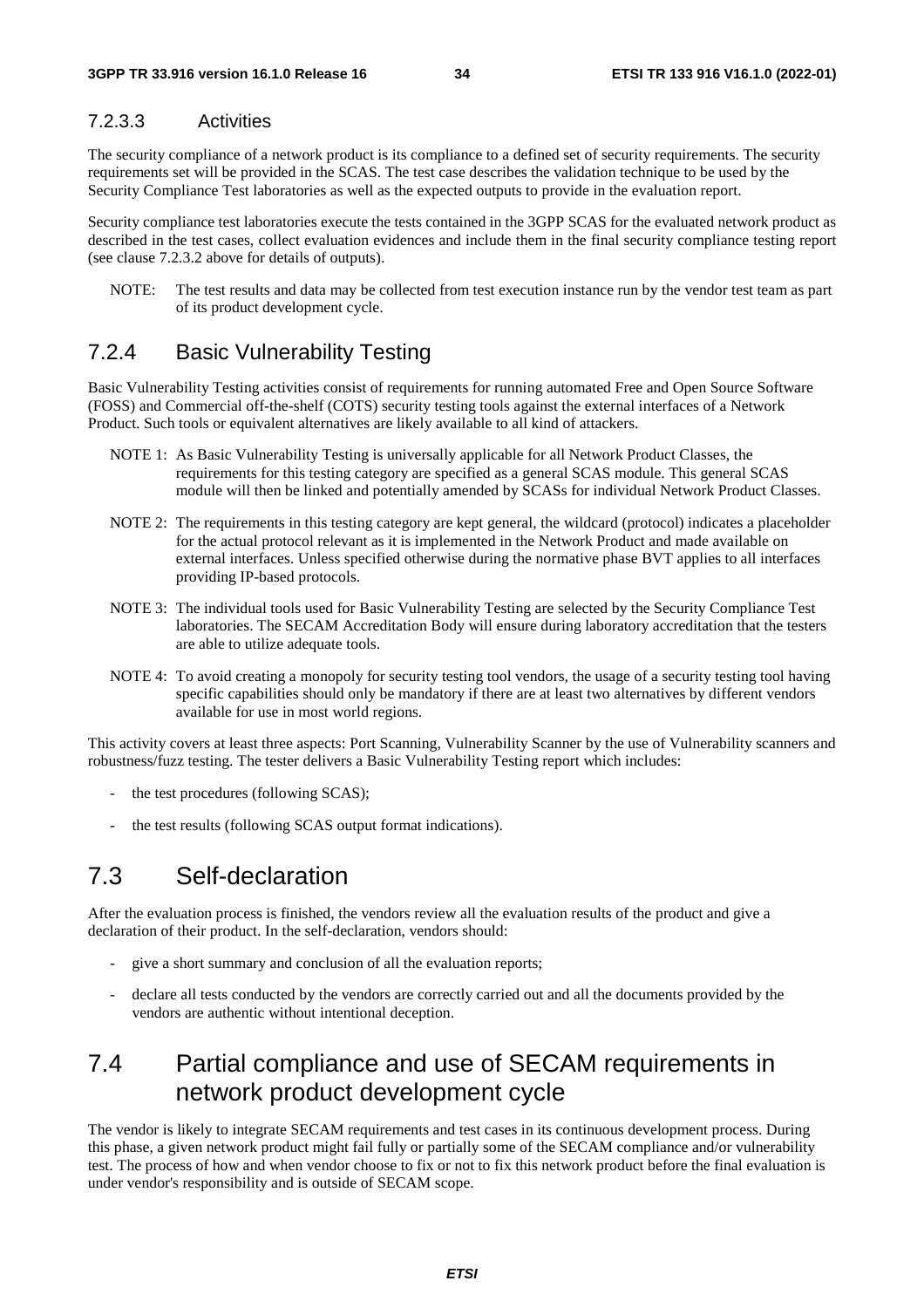#### 7.2.3.3 Activities

The security compliance of a network product is its compliance to a defined set of security requirements. The security requirements set will be provided in the SCAS. The test case describes the validation technique to be used by the Security Compliance Test laboratories as well as the expected outputs to provide in the evaluation report.

Security compliance test laboratories execute the tests contained in the 3GPP SCAS for the evaluated network product as described in the test cases, collect evaluation evidences and include them in the final security compliance testing report (see clause 7.2.3.2 above for details of outputs).

NOTE: The test results and data may be collected from test execution instance run by the vendor test team as part of its product development cycle.

### 7.2.4 Basic Vulnerability Testing

Basic Vulnerability Testing activities consist of requirements for running automated Free and Open Source Software (FOSS) and Commercial off-the-shelf (COTS) security testing tools against the external interfaces of a Network Product. Such tools or equivalent alternatives are likely available to all kind of attackers.

NOTE 1: As Basic Vulnerability Testing is universally applicable for all Network Product Classes, the requirements for this testing category are specified as a general SCAS module. This general SCAS module will then be linked and potentially amended by SCASs for individual Network Product Classes.

NOTE 2: The requirements in this testing category are kept general, the wildcard (protocol) indicates a placeholder for the actual protocol relevant as it is implemented in the Network Product and made available on external interfaces. Unless specified otherwise during the normative phase BVT applies to all interfaces providing IP-based protocols.

NOTE 3: The individual tools used for Basic Vulnerability Testing are selected by the Security Compliance Test laboratories. The SECAM Accreditation Body will ensure during laboratory accreditation that the testers are able to utilize adequate tools.

NOTE 4: To avoid creating a monopoly for security testing tool vendors, the usage of a security testing tool having specific capabilities should only be mandatory if there are at least two alternatives by different vendors available for use in most world regions.

This activity covers at least three aspects: Port Scanning, Vulnerability Scanner by the use of Vulnerability scanners and robustness/fuzz testing. The tester delivers a Basic Vulnerability Testing report which includes:

- the test procedures (following SCAS);
- the test results (following SCAS output format indications).

## 7.3 Self-declaration

After the evaluation process is finished, the vendors review all the evaluation results of the product and give a declaration of their product. In the self-declaration, vendors should:

- give a short summary and conclusion of all the evaluation reports;
- declare all tests conducted by the vendors are correctly carried out and all the documents provided by the vendors are authentic without intentional deception.

## 7.4 Partial compliance and use of SECAM requirements in network product development cycle

The vendor is likely to integrate SECAM requirements and test cases in its continuous development process. During this phase, a given network product might fail fully or partially some of the SECAM compliance and/or vulnerability test. The process of how and when vendor choose to fix or not to fix this network product before the final evaluation is under vendor's responsibility and is outside of SECAM scope.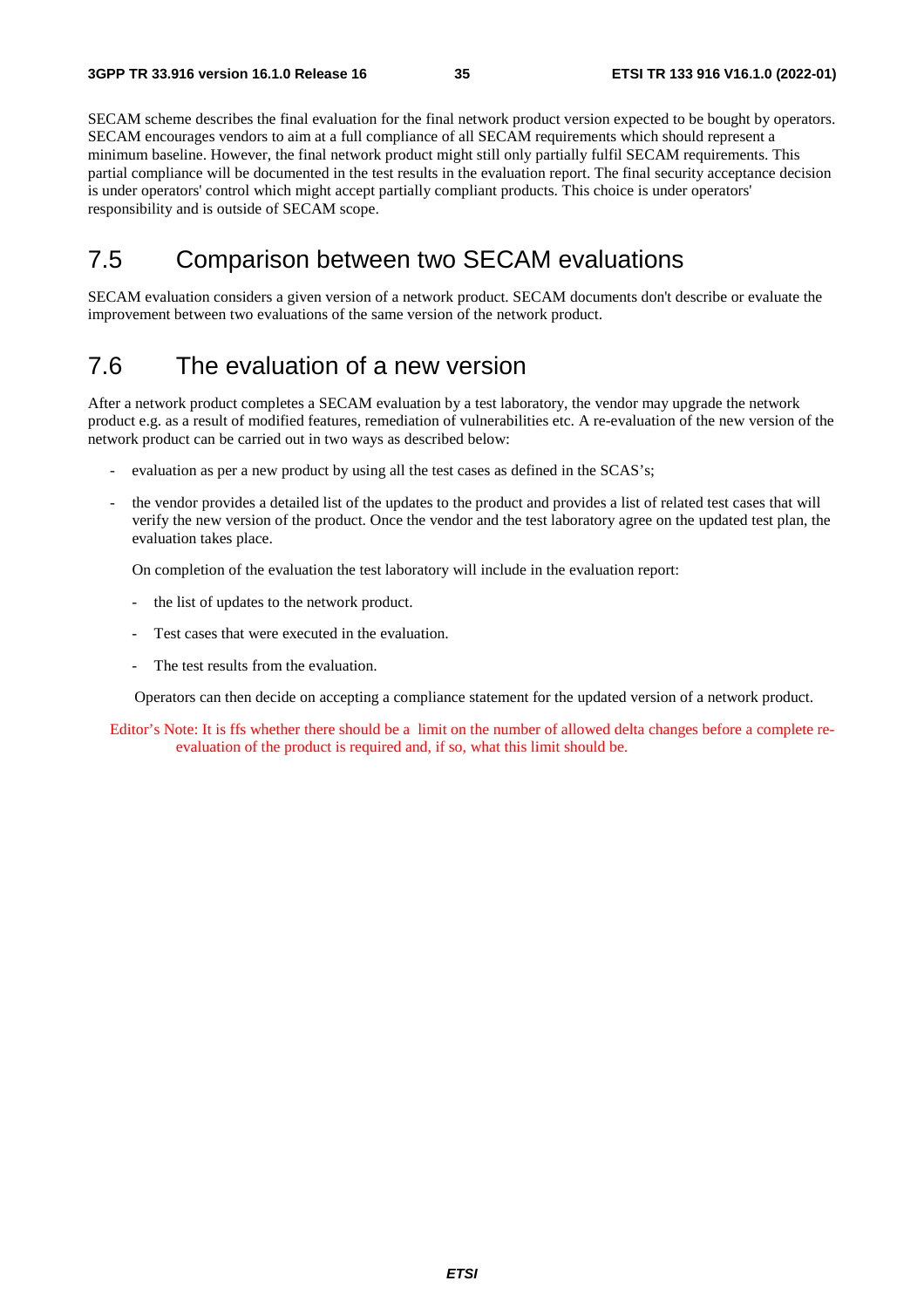SECAM scheme describes the final evaluation for the final network product version expected to be bought by operators. SECAM encourages vendors to aim at a full compliance of all SECAM requirements which should represent a minimum baseline. However, the final network product might still only partially fulfil SECAM requirements. This partial compliance will be documented in the test results in the evaluation report. The final security acceptance decision is under operators' control which might accept partially compliant products. This choice is under operators' responsibility and is outside of SECAM scope.

## 7.5 Comparison between two SECAM evaluations

SECAM evaluation considers a given version of a network product. SECAM documents don't describe or evaluate the improvement between two evaluations of the same version of the network product.

## 7.6 The evaluation of a new version

After a network product completes a SECAM evaluation by a test laboratory, the vendor may upgrade the network product e.g. as a result of modified features, remediation of vulnerabilities etc. A re-evaluation of the new version of the network product can be carried out in two ways as described below:

- evaluation as per a new product by using all the test cases as defined in the SCAS's;
- the vendor provides a detailed list of the updates to the product and provides a list of related test cases that will verify the new version of the product. Once the vendor and the test laboratory agree on the updated test plan, the evaluation takes place.

  On completion of the evaluation the test laboratory will include in the evaluation report:

  - the list of updates to the network product.
  - Test cases that were executed in the evaluation.
  - The test results from the evaluation.

  Operators can then decide on accepting a compliance statement for the updated version of a network product.

Editor's Note: It is ffs whether there should be a limit on the number of allowed delta changes before a complete re-evaluation of the product is required and, if so, what this limit should be.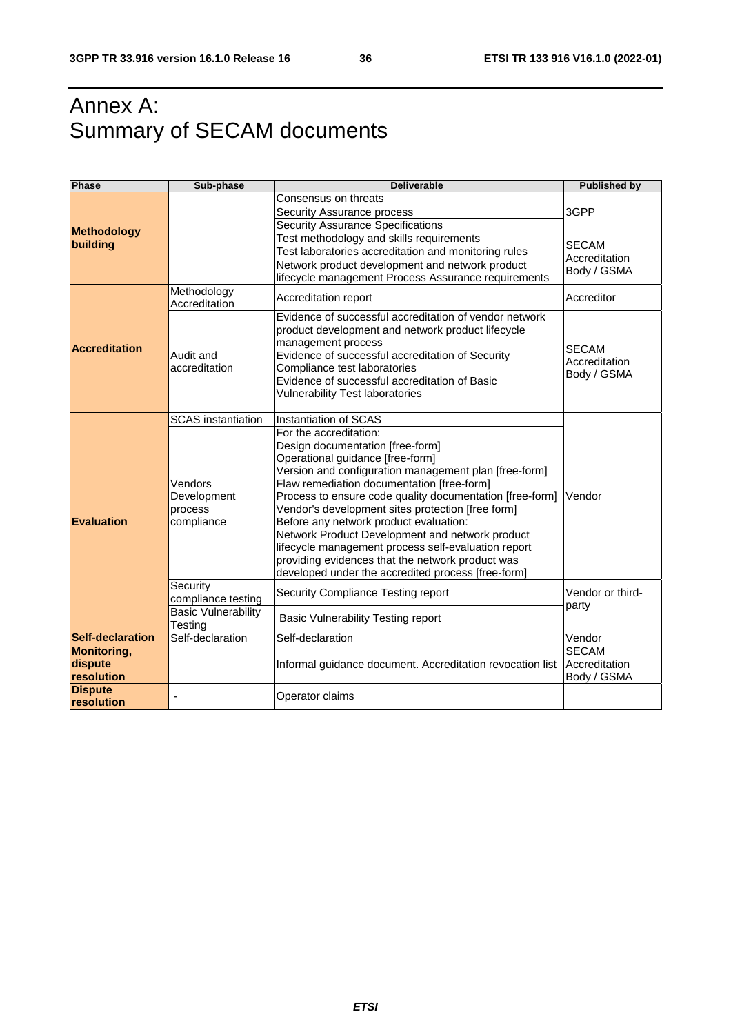# Annex A: Summary of SECAM documents

| Phase | Sub-phase | Deliverable | Published by |
|---|---|---|---|
| **Methodology building** | | Consensus on threats | 3GPP |
| | | Security Assurance process | |
| | | Security Assurance Specifications | |
| | | Test methodology and skills requirements | SECAM Accreditation Body / GSMA |
| | | Test laboratories accreditation and monitoring rules | |
| | | Network product development and network product lifecycle management Process Assurance requirements | |
| **Accreditation** | Methodology Accreditation | Accreditation report | Accreditor |
| | Audit and accreditation | Evidence of successful accreditation of vendor network product development and network product lifecycle management process<br>Evidence of successful accreditation of Security Compliance test laboratories<br>Evidence of successful accreditation of Basic Vulnerability Test laboratories | SECAM Accreditation Body / GSMA |
| **Evaluation** | SCAS instantiation | Instantiation of SCAS | Vendor |
| | Vendors Development process compliance | For the accreditation:<br>Design documentation [free-form]<br>Operational guidance [free-form]<br>Version and configuration management plan [free-form]<br>Flaw remediation documentation [free-form]<br>Process to ensure code quality documentation [free-form]<br>Vendor's development sites protection [free form]<br>Before any network product evaluation:<br>Network Product Development and network product lifecycle management process self-evaluation report providing evidences that the network product was developed under the accredited process [free-form] | |
| | Security compliance testing | Security Compliance Testing report | Vendor or third-party |
| | Basic Vulnerability Testing | Basic Vulnerability Testing report | |
| **Self-declaration** | Self-declaration | Self-declaration | Vendor |
| **Monitoring, dispute resolution** | | Informal guidance document. Accreditation revocation list | SECAM Accreditation Body / GSMA |
| **Dispute resolution** | - | Operator claims | |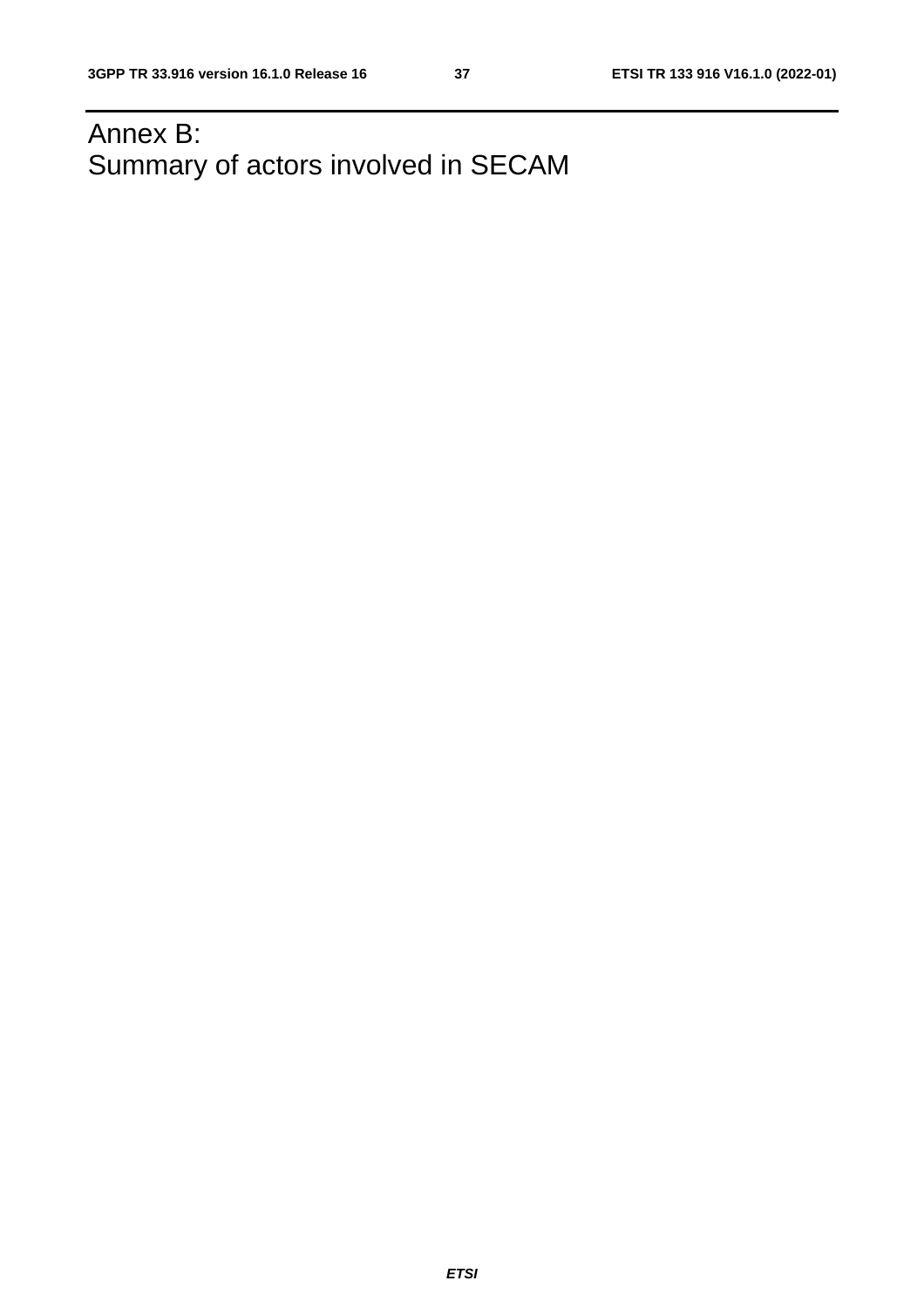# Annex B: Summary of actors involved in SECAM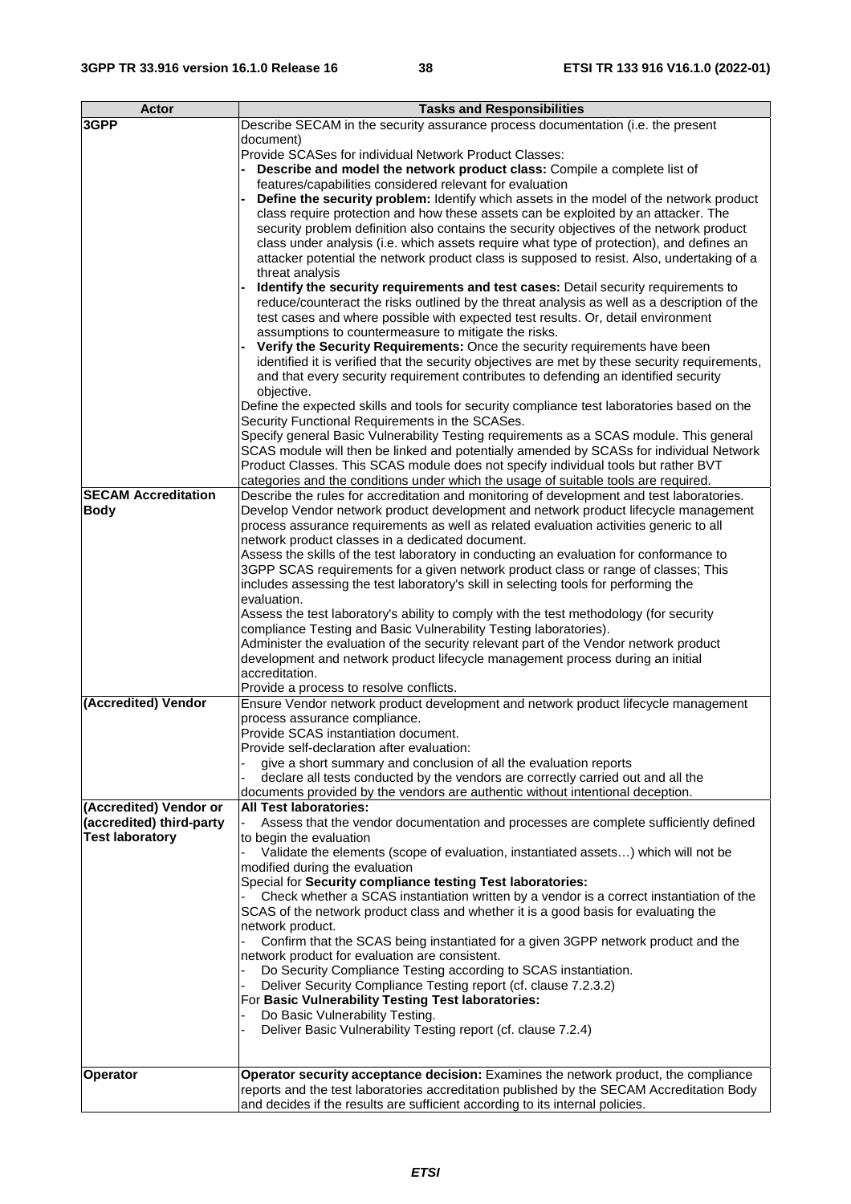| Actor | Tasks and Responsibilities |
|---|---|
| **3GPP** | Describe SECAM in the security assurance process documentation (i.e. the present document)<br>Provide SCASes for individual Network Product Classes:<br>- **Describe and model the network product class:** Compile a complete list of features/capabilities considered relevant for evaluation<br>- **Define the security problem:** Identify which assets in the model of the network product class require protection and how these assets can be exploited by an attacker. The security problem definition also contains the security objectives of the network product class under analysis (i.e. which assets require what type of protection), and defines an attacker potential the network product class is supposed to resist. Also, undertaking of a threat analysis<br>- **Identify the security requirements and test cases:** Detail security requirements to reduce/counteract the risks outlined by the threat analysis as well as a description of the test cases and where possible with expected test results. Or, detail environment assumptions to countermeasure to mitigate the risks.<br>- **Verify the Security Requirements:** Once the security requirements have been identified it is verified that the security objectives are met by these security requirements, and that every security requirement contributes to defending an identified security objective.<br>Define the expected skills and tools for security compliance test laboratories based on the Security Functional Requirements in the SCASes.<br>Specify general Basic Vulnerability Testing requirements as a SCAS module. This general SCAS module will then be linked and potentially amended by SCASs for individual Network Product Classes. This SCAS module does not specify individual tools but rather BVT categories and the conditions under which the usage of suitable tools are required. |
| **SECAM Accreditation Body** | Describe the rules for accreditation and monitoring of development and test laboratories.<br>Develop Vendor network product development and network product lifecycle management process assurance requirements as well as related evaluation activities generic to all network product classes in a dedicated document.<br>Assess the skills of the test laboratory in conducting an evaluation for conformance to 3GPP SCAS requirements for a given network product class or range of classes; This includes assessing the test laboratory's skill in selecting tools for performing the evaluation.<br>Assess the test laboratory's ability to comply with the test methodology (for security compliance Testing and Basic Vulnerability Testing laboratories).<br>Administer the evaluation of the security relevant part of the Vendor network product development and network product lifecycle management process during an initial accreditation.<br>Provide a process to resolve conflicts. |
| **(Accredited) Vendor** | Ensure Vendor network product development and network product lifecycle management process assurance compliance.<br>Provide SCAS instantiation document.<br>Provide self-declaration after evaluation:<br>- give a short summary and conclusion of all the evaluation reports<br>- declare all tests conducted by the vendors are correctly carried out and all the documents provided by the vendors are authentic without intentional deception. |
| **(Accredited) Vendor or (accredited) third-party Test laboratory** | **All Test laboratories:**<br>- Assess that the vendor documentation and processes are complete sufficiently defined to begin the evaluation<br>- Validate the elements (scope of evaluation, instantiated assets…) which will not be modified during the evaluation<br>Special for **Security compliance testing Test laboratories:**<br>- Check whether a SCAS instantiation written by a vendor is a correct instantiation of the SCAS of the network product class and whether it is a good basis for evaluating the network product.<br>- Confirm that the SCAS being instantiated for a given 3GPP network product and the network product for evaluation are consistent.<br>- Do Security Compliance Testing according to SCAS instantiation.<br>- Deliver Security Compliance Testing report (cf. clause 7.2.3.2)<br>For **Basic Vulnerability Testing Test laboratories:**<br>- Do Basic Vulnerability Testing.<br>- Deliver Basic Vulnerability Testing report (cf. clause 7.2.4) |
| **Operator** | **Operator security acceptance decision:** Examines the network product, the compliance reports and the test laboratories accreditation published by the SECAM Accreditation Body and decides if the results are sufficient according to its internal policies. |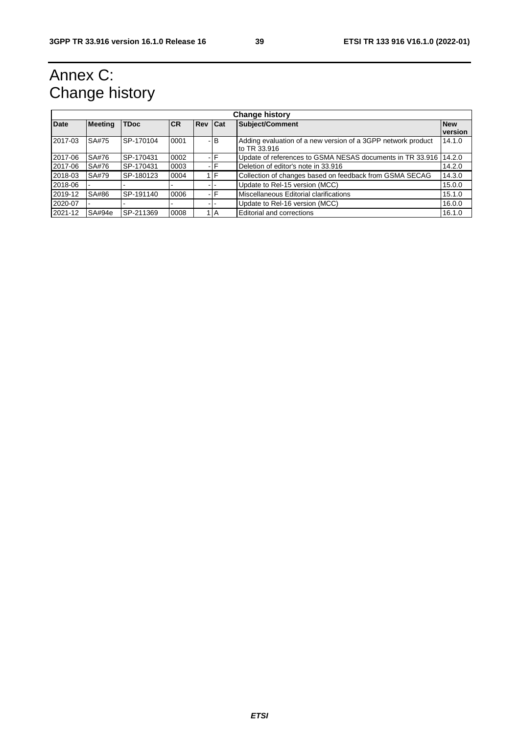# Annex C: Change history

| Change history | | | | | | | |
|---|---|---|---|---|---|---|---|
| **Date** | **Meeting** | **TDoc** | **CR** | **Rev** | **Cat** | **Subject/Comment** | **New version** |
| 2017-03 | SA#75 | SP-170104 | 0001 | - | B | Adding evaluation of a new version of a 3GPP network product to TR 33.916 | 14.1.0 |
| 2017-06 | SA#76 | SP-170431 | 0002 | - | F | Update of references to GSMA NESAS documents in TR 33.916 | 14.2.0 |
| 2017-06 | SA#76 | SP-170431 | 0003 | - | F | Deletion of editor's note in 33.916 | 14.2.0 |
| 2018-03 | SA#79 | SP-180123 | 0004 | 1 | F | Collection of changes based on feedback from GSMA SECAG | 14.3.0 |
| 2018-06 | - | - | - | - | - | Update to Rel-15 version (MCC) | 15.0.0 |
| 2019-12 | SA#86 | SP-191140 | 0006 | - | F | Miscellaneous Editorial clarifications | 15.1.0 |
| 2020-07 | - | - | - | - | - | Update to Rel-16 version (MCC) | 16.0.0 |
| 2021-12 | SA#94e | SP-211369 | 0008 | 1 | A | Editorial and corrections | 16.1.0 |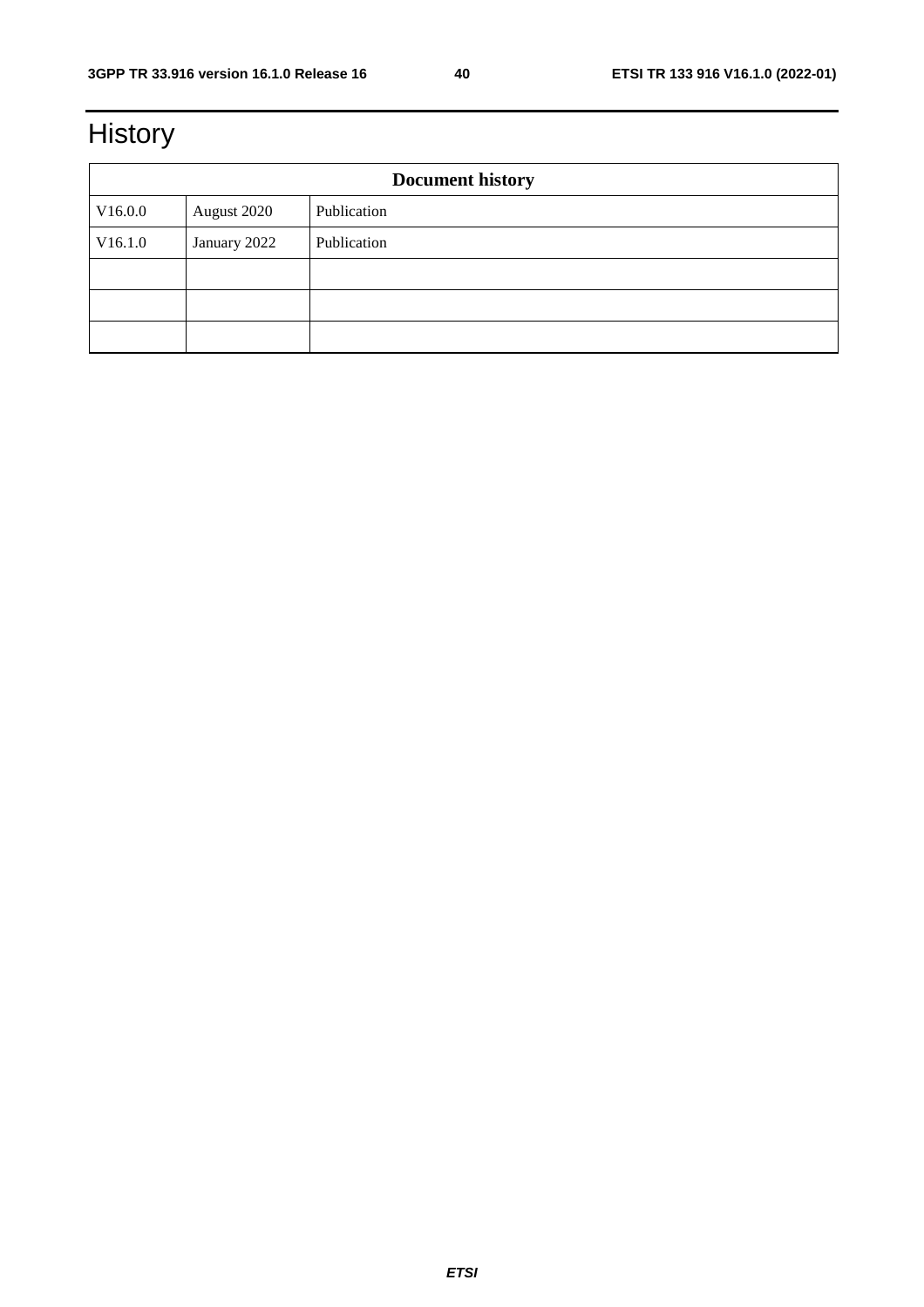# History

| Document history | | |
|---|---|---|
| V16.0.0 | August 2020 | Publication |
| V16.1.0 | January 2022 | Publication |
| | | |
| | | |
| | | |